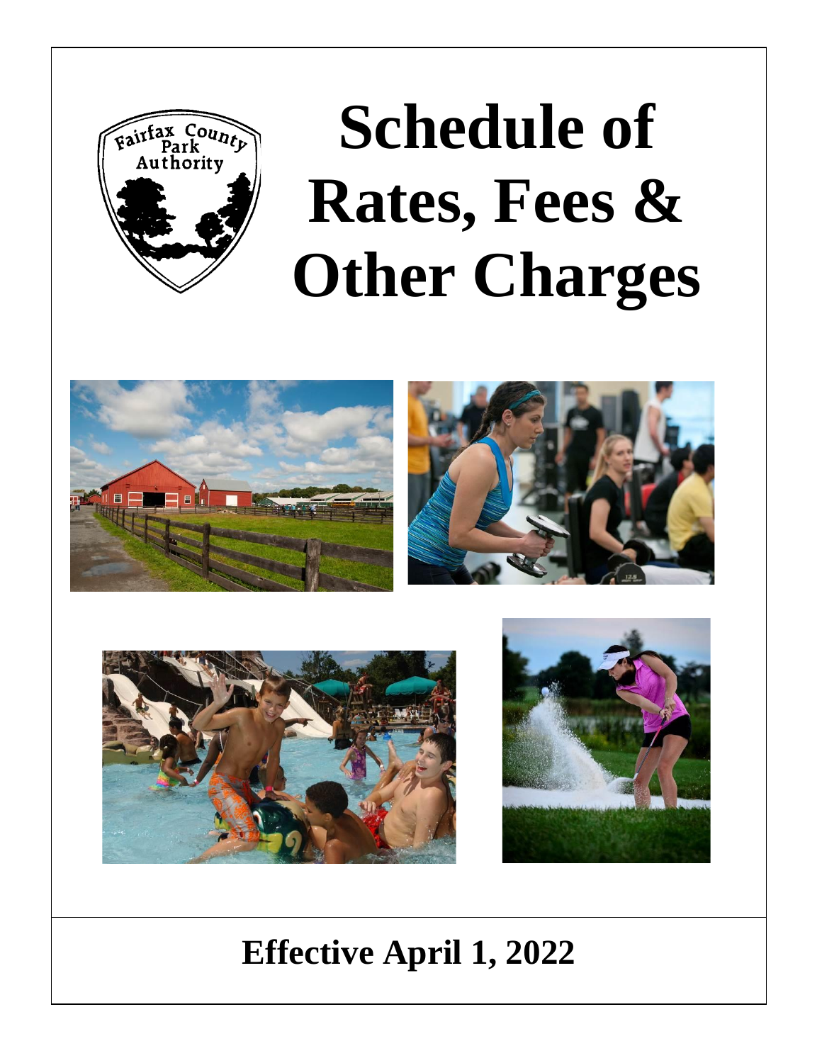Fairfax County Park Authority

# Schedule of Rates, Fees & Other Charges

## Effective April 1, 2022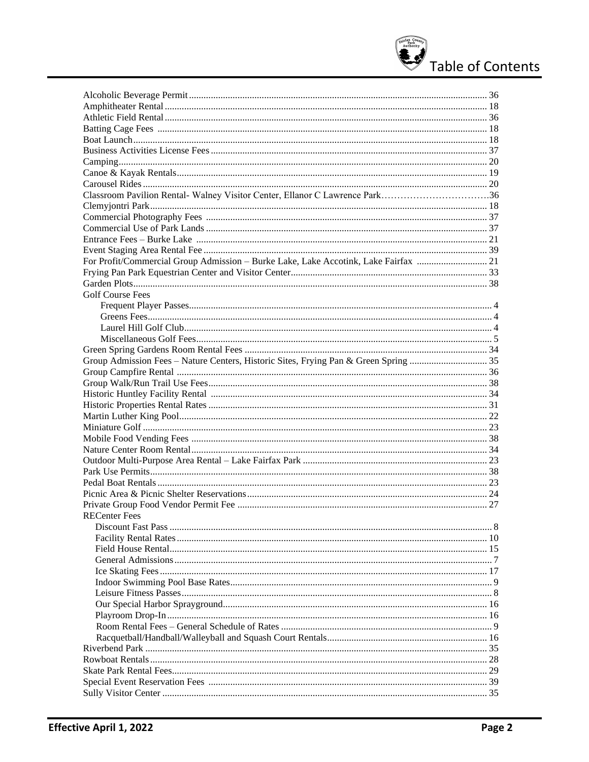# Table of Contents

| Item | Page |
| --- | --- |
| Alcoholic Beverage Permit | 36 |
| Amphitheater Rental | 18 |
| Athletic Field Rental | 36 |
| Batting Cage Fees | 18 |
| Boat Launch | 18 |
| Business Activities License Fees | 37 |
| Camping | 20 |
| Canoe & Kayak Rentals | 19 |
| Carousel Rides | 20 |
| Classroom Pavilion Rental- Walney Visitor Center, Ellanor C Lawrence Park | 36 |
| Clemyjontri Park | 18 |
| Commercial Photography Fees | 37 |
| Commercial Use of Park Lands | 37 |
| Entrance Fees – Burke Lake | 21 |
| Event Staging Area Rental Fee | 39 |
| For Profit/Commercial Group Admission – Burke Lake, Lake Accotink, Lake Fairfax | 21 |
| Frying Pan Park Equestrian Center and Visitor Center | 33 |
| Garden Plots | 38 |
| Golf Course Fees | |
| Frequent Player Passes | 4 |
| Greens Fees | 4 |
| Laurel Hill Golf Club | 4 |
| Miscellaneous Golf Fees | 5 |
| Green Spring Gardens Room Rental Fees | 34 |
| Group Admission Fees – Nature Centers, Historic Sites, Frying Pan & Green Spring | 35 |
| Group Campfire Rental | 36 |
| Group Walk/Run Trail Use Fees | 38 |
| Historic Huntley Facility Rental | 34 |
| Historic Properties Rental Rates | 31 |
| Martin Luther King Pool | 22 |
| Miniature Golf | 23 |
| Mobile Food Vending Fees | 38 |
| Nature Center Room Rental | 34 |
| Outdoor Multi-Purpose Area Rental – Lake Fairfax Park | 23 |
| Park Use Permits | 38 |
| Pedal Boat Rentals | 23 |
| Picnic Area & Picnic Shelter Reservations | 24 |
| Private Group Food Vendor Permit Fee | 27 |
| RECenter Fees | |
| Discount Fast Pass | 8 |
| Facility Rental Rates | 10 |
| Field House Rental | 15 |
| General Admissions | 7 |
| Ice Skating Fees | 17 |
| Indoor Swimming Pool Base Rates | 9 |
| Leisure Fitness Passes | 8 |
| Our Special Harbor Sprayground | 16 |
| Playroom Drop-In | 16 |
| Room Rental Fees – General Schedule of Rates | 9 |
| Racquetball/Handball/Walleyball and Squash Court Rentals | 16 |
| Riverbend Park | 35 |
| Rowboat Rentals | 28 |
| Skate Park Rental Fees | 29 |
| Special Event Reservation Fees | 39 |
| Sully Visitor Center | 35 |

Effective April 1, 2022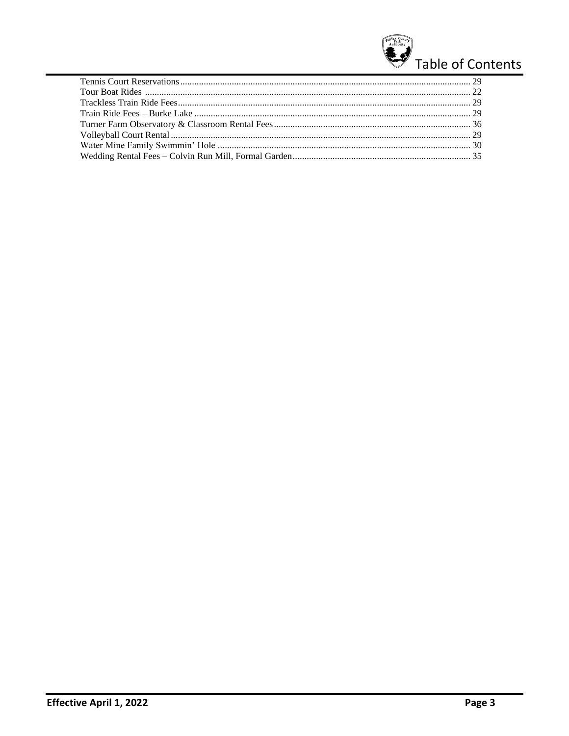Tennis Court Reservations ........................................................................................................................ 29
Tour Boat Rides ........................................................................................................................................ 22
Trackless Train Ride Fees ......................................................................................................................... 29
Train Ride Fees – Burke Lake ................................................................................................................... 29
Turner Farm Observatory & Classroom Rental Fees ................................................................................ 36
Volleyball Court Rental ............................................................................................................................ 29
Water Mine Family Swimmin' Hole ......................................................................................................... 30
Wedding Rental Fees – Colvin Run Mill, Formal Garden ......................................................................... 35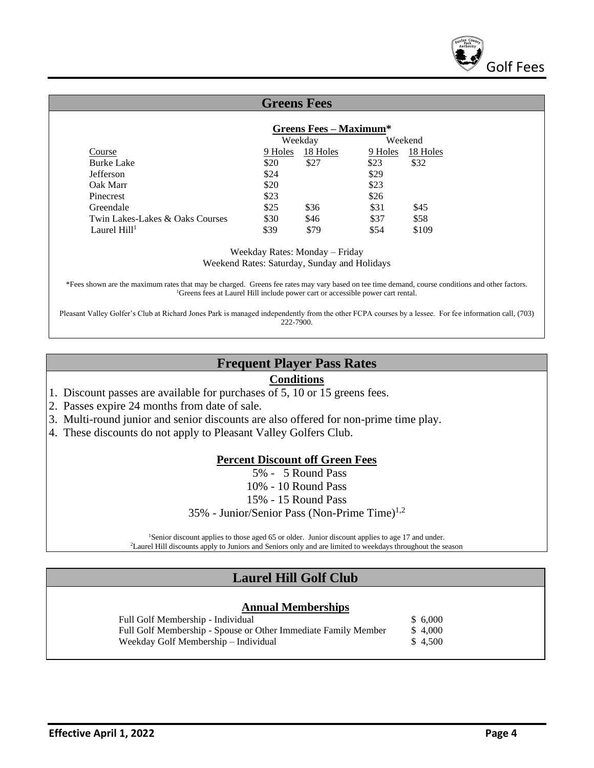## Greens Fees

**Greens Fees – Maximum***

| Course | Weekday 9 Holes | Weekday 18 Holes | Weekend 9 Holes | Weekend 18 Holes |
|---|---|---|---|---|
| Burke Lake | $20 | $27 | $23 | $32 |
| Jefferson | $24 | | $29 | |
| Oak Marr | $20 | | $23 | |
| Pinecrest | $23 | | $26 | |
| Greendale | $25 | $36 | $31 | $45 |
| Twin Lakes-Lakes & Oaks Courses | $30 | $46 | $37 | $58 |
| Laurel Hill[1] | $39 | $79 | $54 | $109 |

Weekday Rates: Monday – Friday
Weekend Rates: Saturday, Sunday and Holidays

*Fees shown are the maximum rates that may be charged. Greens fee rates may vary based on tee time demand, course conditions and other factors.
[1]Greens fees at Laurel Hill include power cart or accessible power cart rental.

Pleasant Valley Golfer's Club at Richard Jones Park is managed independently from the other FCPA courses by a lessee. For fee information call, (703) 222-7900.

## Frequent Player Pass Rates

**Conditions**

1. Discount passes are available for purchases of 5, 10 or 15 greens fees.
2. Passes expire 24 months from date of sale.
3. Multi-round junior and senior discounts are also offered for non-prime time play.
4. These discounts do not apply to Pleasant Valley Golfers Club.

**Percent Discount off Green Fees**

5% - 5 Round Pass
10% - 10 Round Pass
15% - 15 Round Pass
35% - Junior/Senior Pass (Non-Prime Time)[1,2]

[1]Senior discount applies to those aged 65 or older. Junior discount applies to age 17 and under.
[2]Laurel Hill discounts apply to Juniors and Seniors only and are limited to weekdays throughout the season

## Laurel Hill Golf Club

**Annual Memberships**

| Membership | Fee |
|---|---|
| Full Golf Membership - Individual | $ 6,000 |
| Full Golf Membership - Spouse or Other Immediate Family Member | $ 4,000 |
| Weekday Golf Membership – Individual | $ 4,500 |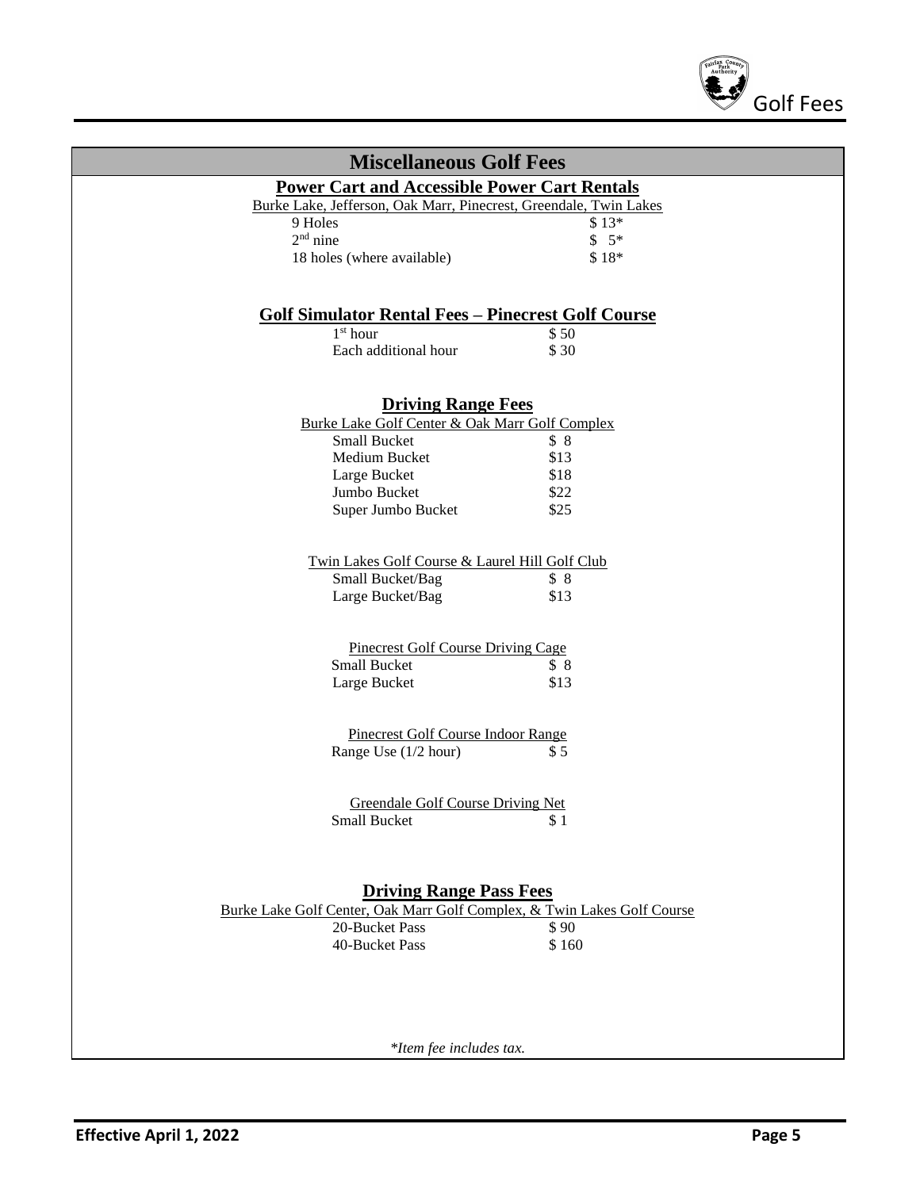## Miscellaneous Golf Fees

### Power Cart and Accessible Power Cart Rentals

Burke Lake, Jefferson, Oak Marr, Pinecrest, Greendale, Twin Lakes

| | |
|---|---|
| 9 Holes | $ 13* |
| 2nd nine | $ 5* |
| 18 holes (where available) | $ 18* |

### Golf Simulator Rental Fees – Pinecrest Golf Course

| | |
|---|---|
| 1st hour | $ 50 |
| Each additional hour | $ 30 |

### Driving Range Fees

Burke Lake Golf Center & Oak Marr Golf Complex

| | |
|---|---|
| Small Bucket | $ 8 |
| Medium Bucket | $13 |
| Large Bucket | $18 |
| Jumbo Bucket | $22 |
| Super Jumbo Bucket | $25 |

Twin Lakes Golf Course & Laurel Hill Golf Club

| | |
|---|---|
| Small Bucket/Bag | $ 8 |
| Large Bucket/Bag | $13 |

Pinecrest Golf Course Driving Cage

| | |
|---|---|
| Small Bucket | $ 8 |
| Large Bucket | $13 |

Pinecrest Golf Course Indoor Range

| | |
|---|---|
| Range Use (1/2 hour) | $ 5 |

Greendale Golf Course Driving Net

| | |
|---|---|
| Small Bucket | $ 1 |

### Driving Range Pass Fees

Burke Lake Golf Center, Oak Marr Golf Complex, & Twin Lakes Golf Course

| | |
|---|---|
| 20-Bucket Pass | $ 90 |
| 40-Bucket Pass | $ 160 |

*\*Item fee includes tax.*

**Effective April 1, 2022**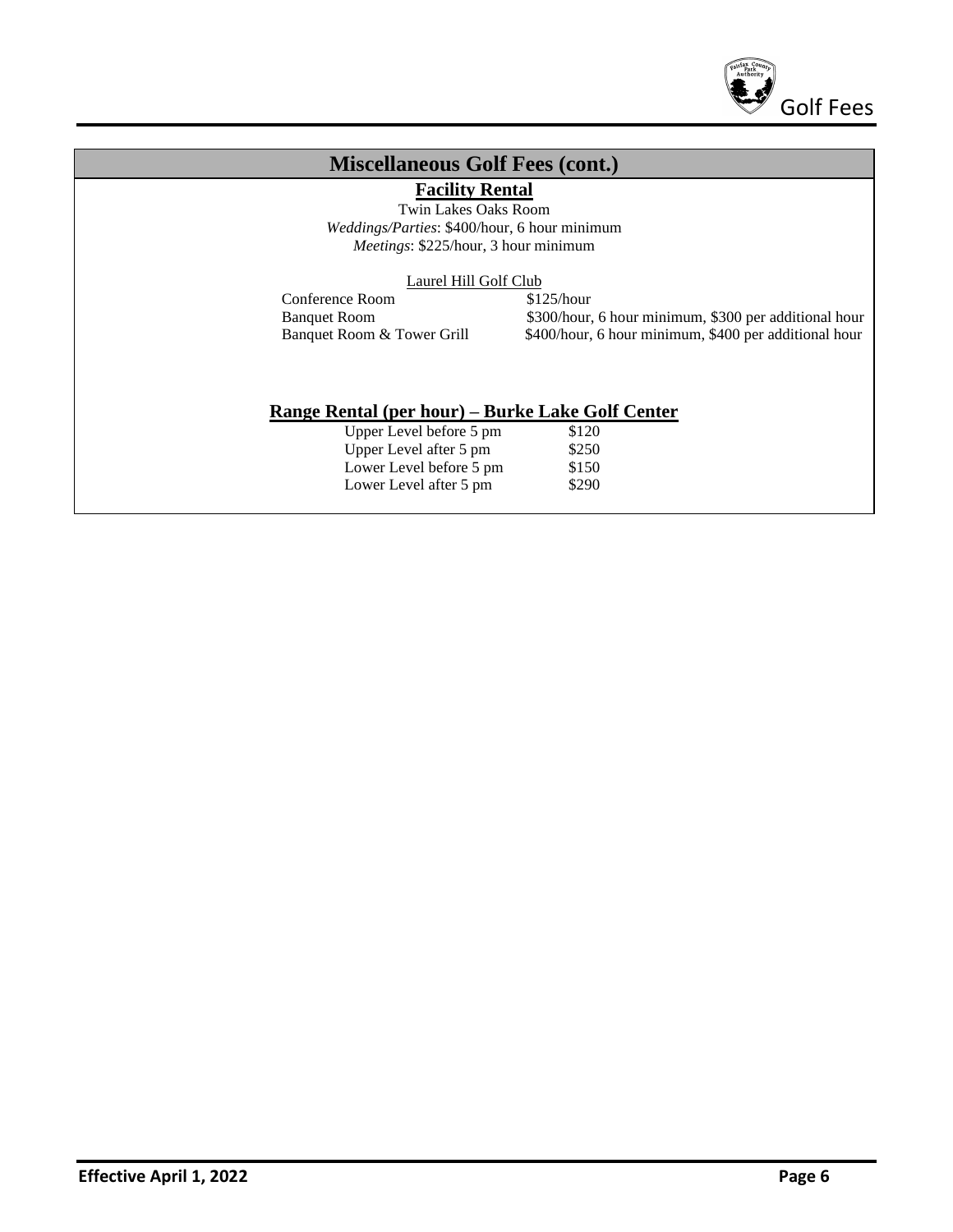## Miscellaneous Golf Fees (cont.)

### Facility Rental

Twin Lakes Oaks Room

*Weddings/Parties*: $400/hour, 6 hour minimum

*Meetings*: $225/hour, 3 hour minimum

Laurel Hill Golf Club

| | |
|---|---|
| Conference Room | $125/hour |
| Banquet Room | $300/hour, 6 hour minimum, $300 per additional hour |
| Banquet Room & Tower Grill | $400/hour, 6 hour minimum, $400 per additional hour |

### Range Rental (per hour) – Burke Lake Golf Center

| | |
|---|---|
| Upper Level before 5 pm | $120 |
| Upper Level after 5 pm | $250 |
| Lower Level before 5 pm | $150 |
| Lower Level after 5 pm | $290 |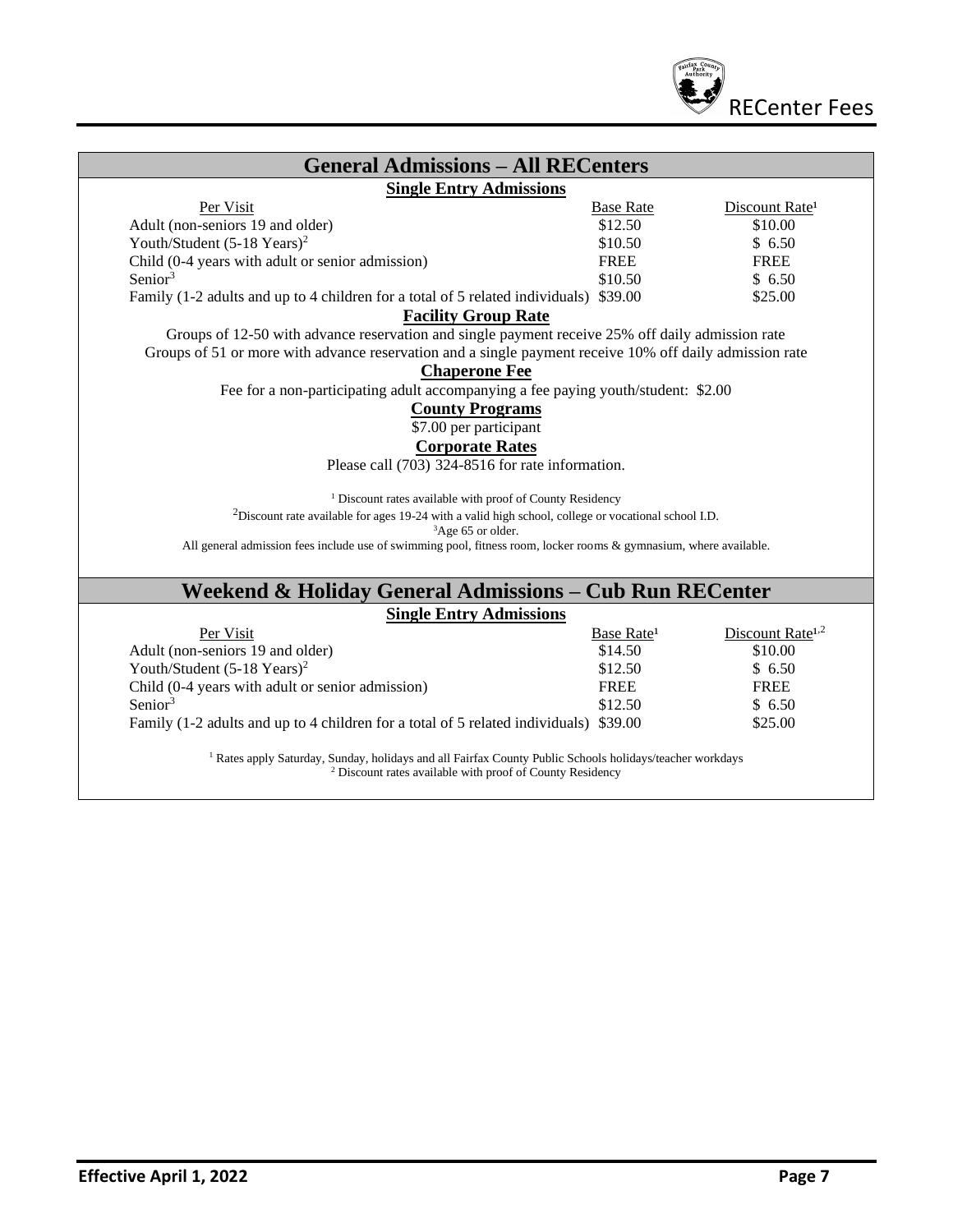## General Admissions – All RECenters

### Single Entry Admissions

| Per Visit | Base Rate | Discount Rate[1] |
|---|---|---|
| Adult (non-seniors 19 and older) | $12.50 | $10.00 |
| Youth/Student (5-18 Years)[2] | $10.50 | $ 6.50 |
| Child (0-4 years with adult or senior admission) | FREE | FREE |
| Senior[3] | $10.50 | $ 6.50 |
| Family (1-2 adults and up to 4 children for a total of 5 related individuals) | $39.00 | $25.00 |

### Facility Group Rate

Groups of 12-50 with advance reservation and single payment receive 25% off daily admission rate

Groups of 51 or more with advance reservation and a single payment receive 10% off daily admission rate

### Chaperone Fee

Fee for a non-participating adult accompanying a fee paying youth/student: $2.00

### County Programs

$7.00 per participant

### Corporate Rates

Please call (703) 324-8516 for rate information.

[1] Discount rates available with proof of County Residency

[2] Discount rate available for ages 19-24 with a valid high school, college or vocational school I.D.

[3] Age 65 or older.

All general admission fees include use of swimming pool, fitness room, locker rooms & gymnasium, where available.

## Weekend & Holiday General Admissions – Cub Run RECenter

### Single Entry Admissions

| Per Visit | Base Rate[1] | Discount Rate[1,2] |
|---|---|---|
| Adult (non-seniors 19 and older) | $14.50 | $10.00 |
| Youth/Student (5-18 Years)[2] | $12.50 | $ 6.50 |
| Child (0-4 years with adult or senior admission) | FREE | FREE |
| Senior[3] | $12.50 | $ 6.50 |
| Family (1-2 adults and up to 4 children for a total of 5 related individuals) | $39.00 | $25.00 |

[1] Rates apply Saturday, Sunday, holidays and all Fairfax County Public Schools holidays/teacher workdays

[2] Discount rates available with proof of County Residency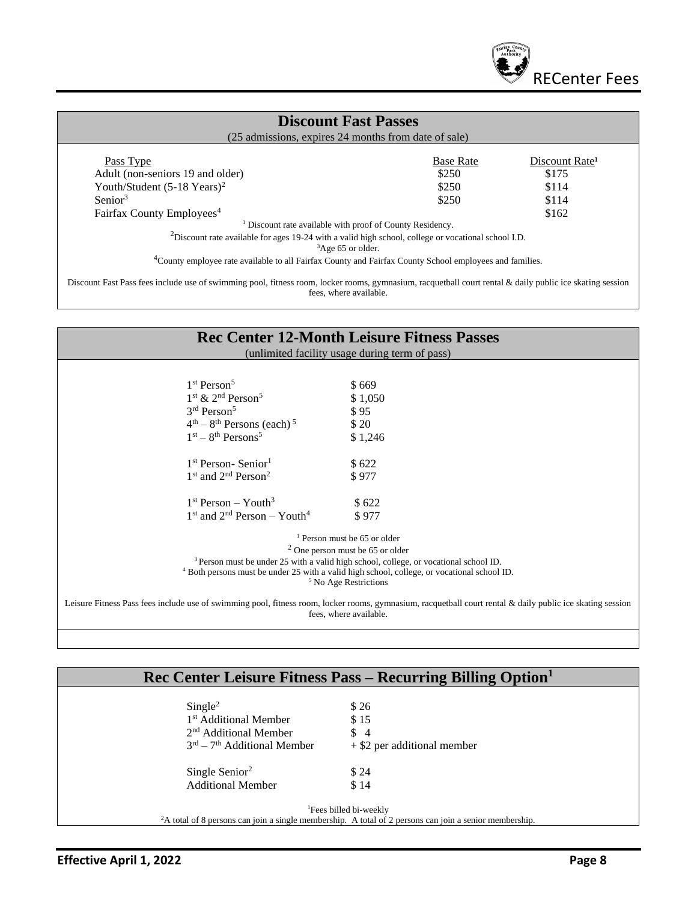## Discount Fast Passes

(25 admissions, expires 24 months from date of sale)

| Pass Type | Base Rate | Discount Rate[1] |
|---|---|---|
| Adult (non-seniors 19 and older) | \$250 | \$175 |
| Youth/Student (5-18 Years)[2] | \$250 | \$114 |
| Senior[3] | \$250 | \$114 |
| Fairfax County Employees[4] | | \$162 |

[1] Discount rate available with proof of County Residency.

[2] Discount rate available for ages 19-24 with a valid high school, college or vocational school I.D.

[3] Age 65 or older.

[4] County employee rate available to all Fairfax County and Fairfax County School employees and families.

Discount Fast Pass fees include use of swimming pool, fitness room, locker rooms, gymnasium, racquetball court rental & daily public ice skating session fees, where available.

## Rec Center 12-Month Leisure Fitness Passes

(unlimited facility usage during term of pass)

| Pass | Fee |
|---|---|
| 1st Person[5] | \$ 669 |
| 1st & 2nd Person[5] | \$ 1,050 |
| 3rd Person[5] | \$ 95 |
| 4th – 8th Persons (each)[5] | \$ 20 |
| 1st – 8th Persons[5] | \$ 1,246 |
| 1st Person- Senior[1] | \$ 622 |
| 1st and 2nd Person[2] | \$ 977 |
| 1st Person – Youth[3] | \$ 622 |
| 1st and 2nd Person – Youth[4] | \$ 977 |

[1] Person must be 65 or older

[2] One person must be 65 or older

[3] Person must be under 25 with a valid high school, college, or vocational school ID.

[4] Both persons must be under 25 with a valid high school, college, or vocational school ID.

[5] No Age Restrictions

Leisure Fitness Pass fees include use of swimming pool, fitness room, locker rooms, gymnasium, racquetball court rental & daily public ice skating session fees, where available.

## Rec Center Leisure Fitness Pass – Recurring Billing Option[1]

| Membership | Fee |
|---|---|
| Single[2] | \$ 26 |
| 1st Additional Member | \$ 15 |
| 2nd Additional Member | \$ 4 |
| 3rd – 7th Additional Member | + \$2 per additional member |
| Single Senior[2] | \$ 24 |
| Additional Member | \$ 14 |

[1] Fees billed bi-weekly

[2] A total of 8 persons can join a single membership. A total of 2 persons can join a senior membership.

**Effective April 1, 2022**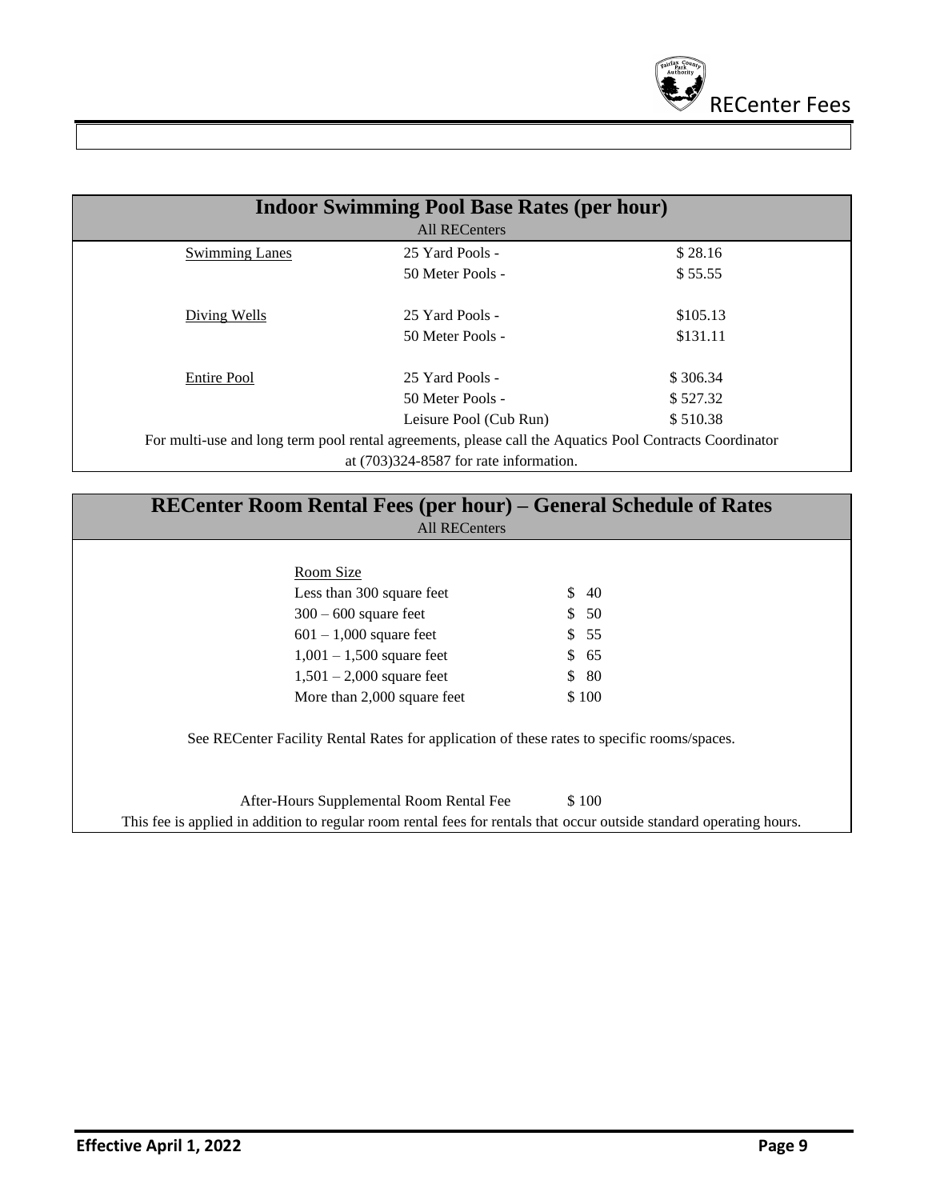## Indoor Swimming Pool Base Rates (per hour)

All RECenters

| | | |
|---|---|---|
| Swimming Lanes | 25 Yard Pools - | $ 28.16 |
| | 50 Meter Pools - | $ 55.55 |
| Diving Wells | 25 Yard Pools - | $105.13 |
| | 50 Meter Pools - | $131.11 |
| Entire Pool | 25 Yard Pools - | $ 306.34 |
| | 50 Meter Pools - | $ 527.32 |
| | Leisure Pool (Cub Run) | $ 510.38 |

For multi-use and long term pool rental agreements, please call the Aquatics Pool Contracts Coordinator at (703)324-8587 for rate information.

## RECenter Room Rental Fees (per hour) – General Schedule of Rates

All RECenters

| Room Size | |
|---|---|
| Less than 300 square feet | $ 40 |
| 300 – 600 square feet | $ 50 |
| 601 – 1,000 square feet | $ 55 |
| 1,001 – 1,500 square feet | $ 65 |
| 1,501 – 2,000 square feet | $ 80 |
| More than 2,000 square feet | $ 100 |

See RECenter Facility Rental Rates for application of these rates to specific rooms/spaces.

After-Hours Supplemental Room Rental Fee $ 100

This fee is applied in addition to regular room rental fees for rentals that occur outside standard operating hours.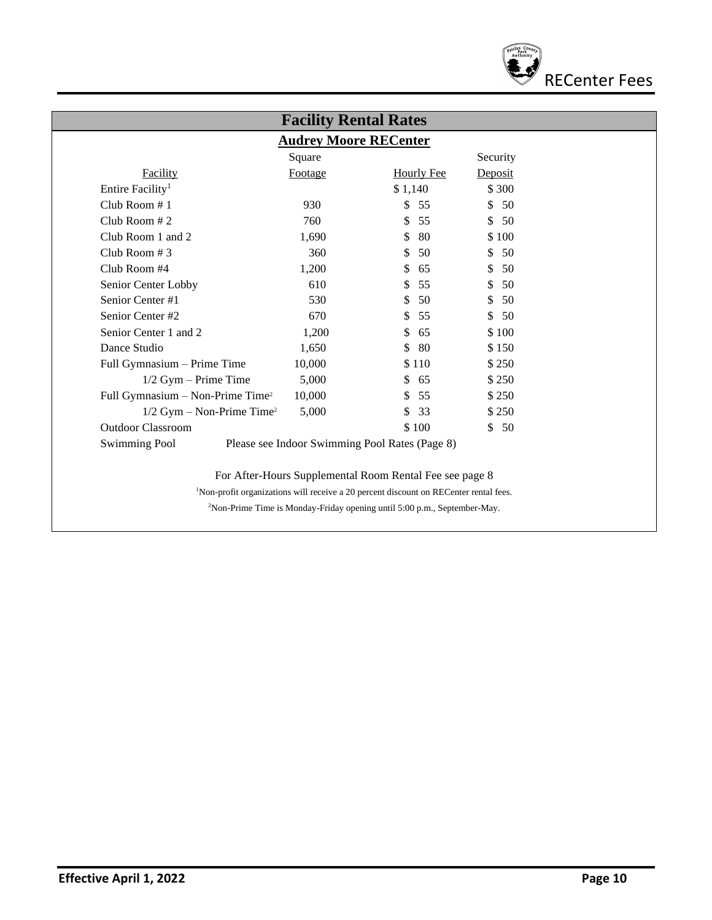## Facility Rental Rates

### Audrey Moore RECenter

| Facility | Square Footage | Hourly Fee | Security Deposit |
|---|---|---|---|
| Entire Facility[1] | | $ 1,140 | $ 300 |
| Club Room # 1 | 930 | $ 55 | $ 50 |
| Club Room # 2 | 760 | $ 55 | $ 50 |
| Club Room 1 and 2 | 1,690 | $ 80 | $ 100 |
| Club Room # 3 | 360 | $ 50 | $ 50 |
| Club Room #4 | 1,200 | $ 65 | $ 50 |
| Senior Center Lobby | 610 | $ 55 | $ 50 |
| Senior Center #1 | 530 | $ 50 | $ 50 |
| Senior Center #2 | 670 | $ 55 | $ 50 |
| Senior Center 1 and 2 | 1,200 | $ 65 | $ 100 |
| Dance Studio | 1,650 | $ 80 | $ 150 |
| Full Gymnasium – Prime Time | 10,000 | $ 110 | $ 250 |
| 1/2 Gym – Prime Time | 5,000 | $ 65 | $ 250 |
| Full Gymnasium – Non-Prime Time[2] | 10,000 | $ 55 | $ 250 |
| 1/2 Gym – Non-Prime Time[2] | 5,000 | $ 33 | $ 250 |
| Outdoor Classroom | | $ 100 | $ 50 |
| Swimming Pool | Please see Indoor Swimming Pool Rates (Page 8) | | |

For After-Hours Supplemental Room Rental Fee see page 8

[1]Non-profit organizations will receive a 20 percent discount on RECenter rental fees.

[2]Non-Prime Time is Monday-Friday opening until 5:00 p.m., September-May.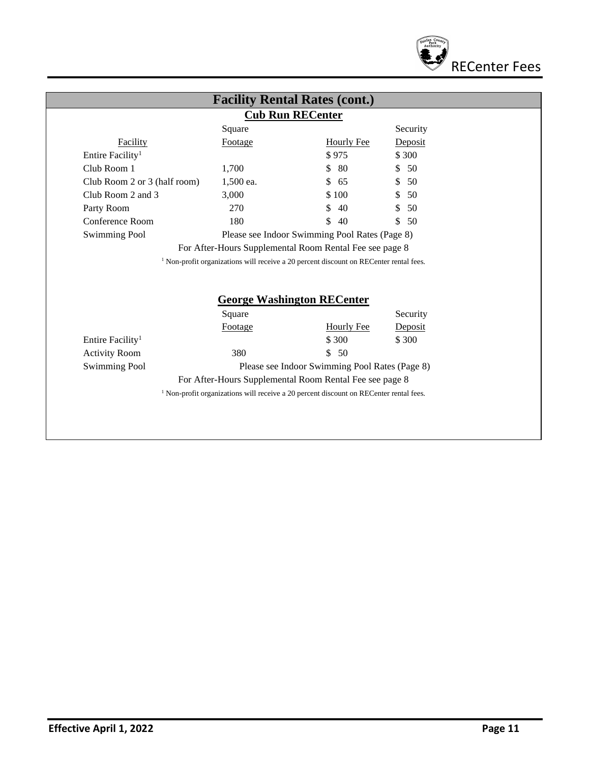## Facility Rental Rates (cont.)

### Cub Run RECenter

| Facility | Square Footage | Hourly Fee | Security Deposit |
|---|---|---|---|
| Entire Facility[1] | | $ 975 | $ 300 |
| Club Room 1 | 1,700 | $ 80 | $ 50 |
| Club Room 2 or 3 (half room) | 1,500 ea. | $ 65 | $ 50 |
| Club Room 2 and 3 | 3,000 | $ 100 | $ 50 |
| Party Room | 270 | $ 40 | $ 50 |
| Conference Room | 180 | $ 40 | $ 50 |
| Swimming Pool | Please see Indoor Swimming Pool Rates (Page 8) | | |

For After-Hours Supplemental Room Rental Fee see page 8

[1] Non-profit organizations will receive a 20 percent discount on RECenter rental fees.

### George Washington RECenter

| Facility | Square Footage | Hourly Fee | Security Deposit |
|---|---|---|---|
| Entire Facility[1] | | $ 300 | $ 300 |
| Activity Room | 380 | $ 50 | |
| Swimming Pool | Please see Indoor Swimming Pool Rates (Page 8) | | |

For After-Hours Supplemental Room Rental Fee see page 8

[1] Non-profit organizations will receive a 20 percent discount on RECenter rental fees.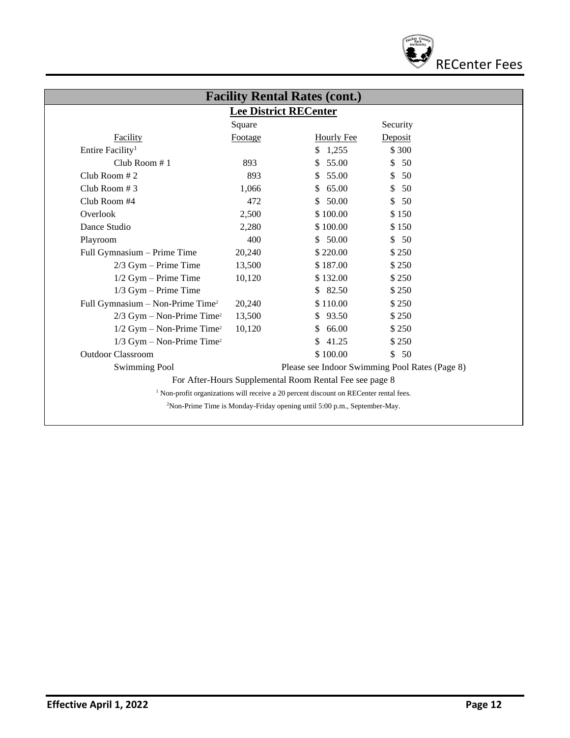## Facility Rental Rates (cont.)

### Lee District RECenter

| Facility | Square Footage | Hourly Fee | Security Deposit |
|---|---|---|---|
| Entire Facility[1] | | $ 1,255 | $ 300 |
| Club Room # 1 | 893 | $ 55.00 | $ 50 |
| Club Room # 2 | 893 | $ 55.00 | $ 50 |
| Club Room # 3 | 1,066 | $ 65.00 | $ 50 |
| Club Room #4 | 472 | $ 50.00 | $ 50 |
| Overlook | 2,500 | $ 100.00 | $ 150 |
| Dance Studio | 2,280 | $ 100.00 | $ 150 |
| Playroom | 400 | $ 50.00 | $ 50 |
| Full Gymnasium – Prime Time | 20,240 | $ 220.00 | $ 250 |
| 2/3 Gym – Prime Time | 13,500 | $ 187.00 | $ 250 |
| 1/2 Gym – Prime Time | 10,120 | $ 132.00 | $ 250 |
| 1/3 Gym – Prime Time | | $ 82.50 | $ 250 |
| Full Gymnasium – Non-Prime Time[2] | 20,240 | $ 110.00 | $ 250 |
| 2/3 Gym – Non-Prime Time[2] | 13,500 | $ 93.50 | $ 250 |
| 1/2 Gym – Non-Prime Time[2] | 10,120 | $ 66.00 | $ 250 |
| 1/3 Gym – Non-Prime Time[2] | | $ 41.25 | $ 250 |
| Outdoor Classroom | | $ 100.00 | $ 50 |
| Swimming Pool | | Please see Indoor Swimming Pool Rates (Page 8) | |

For After-Hours Supplemental Room Rental Fee see page 8

[1] Non-profit organizations will receive a 20 percent discount on RECenter rental fees.

[2] Non-Prime Time is Monday-Friday opening until 5:00 p.m., September-May.

**Effective April 1, 2022**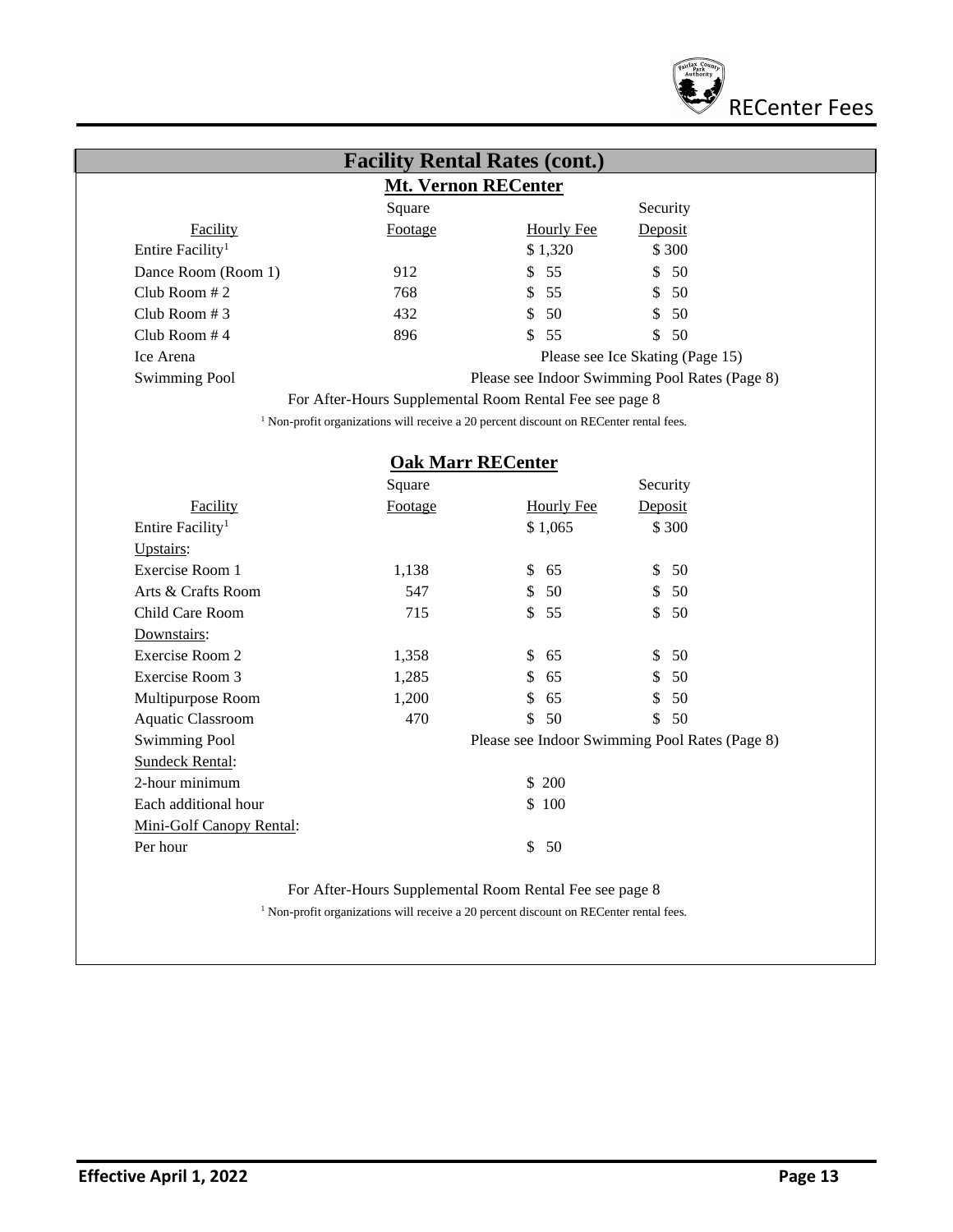## Facility Rental Rates (cont.)

### Mt. Vernon RECenter

| Facility | Square Footage | Hourly Fee | Security Deposit |
|---|---|---|---|
| Entire Facility[1] | | $ 1,320 | $ 300 |
| Dance Room (Room 1) | 912 | $ 55 | $ 50 |
| Club Room # 2 | 768 | $ 55 | $ 50 |
| Club Room # 3 | 432 | $ 50 | $ 50 |
| Club Room # 4 | 896 | $ 55 | $ 50 |
| Ice Arena | | Please see Ice Skating (Page 15) | |
| Swimming Pool | | Please see Indoor Swimming Pool Rates (Page 8) | |

For After-Hours Supplemental Room Rental Fee see page 8

[1] Non-profit organizations will receive a 20 percent discount on RECenter rental fees.

### Oak Marr RECenter

| Facility | Square Footage | Hourly Fee | Security Deposit |
|---|---|---|---|
| Entire Facility[1] | | $ 1,065 | $ 300 |
| Upstairs: | | | |
| Exercise Room 1 | 1,138 | $ 65 | $ 50 |
| Arts & Crafts Room | 547 | $ 50 | $ 50 |
| Child Care Room | 715 | $ 55 | $ 50 |
| Downstairs: | | | |
| Exercise Room 2 | 1,358 | $ 65 | $ 50 |
| Exercise Room 3 | 1,285 | $ 65 | $ 50 |
| Multipurpose Room | 1,200 | $ 65 | $ 50 |
| Aquatic Classroom | 470 | $ 50 | $ 50 |
| Swimming Pool | | Please see Indoor Swimming Pool Rates (Page 8) | |
| Sundeck Rental: | | | |
| 2-hour minimum | | $ 200 | |
| Each additional hour | | $ 100 | |
| Mini-Golf Canopy Rental: | | | |
| Per hour | | $ 50 | |

For After-Hours Supplemental Room Rental Fee see page 8

[1] Non-profit organizations will receive a 20 percent discount on RECenter rental fees.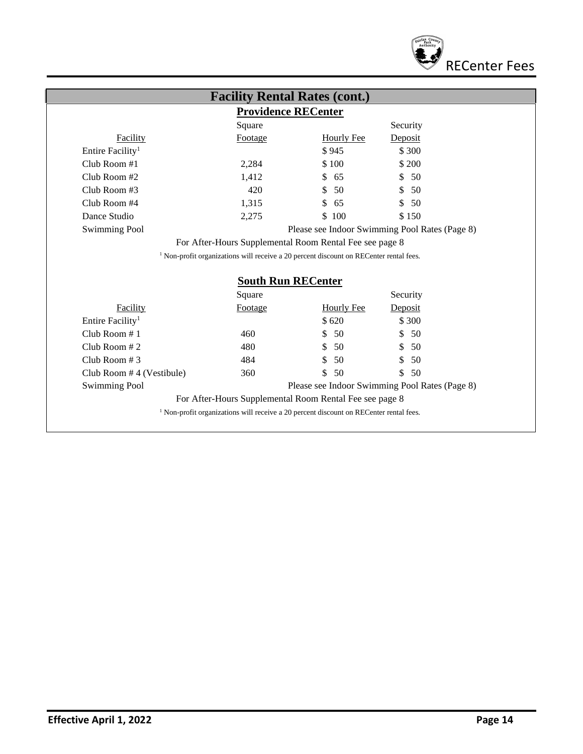## Facility Rental Rates (cont.)

### Providence RECenter

| Facility | Square Footage | Hourly Fee | Security Deposit |
|---|---|---|---|
| Entire Facility[1] | | $ 945 | $ 300 |
| Club Room #1 | 2,284 | $ 100 | $ 200 |
| Club Room #2 | 1,412 | $ 65 | $ 50 |
| Club Room #3 | 420 | $ 50 | $ 50 |
| Club Room #4 | 1,315 | $ 65 | $ 50 |
| Dance Studio | 2,275 | $ 100 | $ 150 |
| Swimming Pool | | Please see Indoor Swimming Pool Rates (Page 8) | |

For After-Hours Supplemental Room Rental Fee see page 8

[1] Non-profit organizations will receive a 20 percent discount on RECenter rental fees.

### South Run RECenter

| Facility | Square Footage | Hourly Fee | Security Deposit |
|---|---|---|---|
| Entire Facility[1] | | $ 620 | $ 300 |
| Club Room # 1 | 460 | $ 50 | $ 50 |
| Club Room # 2 | 480 | $ 50 | $ 50 |
| Club Room # 3 | 484 | $ 50 | $ 50 |
| Club Room # 4 (Vestibule) | 360 | $ 50 | $ 50 |
| Swimming Pool | | Please see Indoor Swimming Pool Rates (Page 8) | |

For After-Hours Supplemental Room Rental Fee see page 8

[1] Non-profit organizations will receive a 20 percent discount on RECenter rental fees.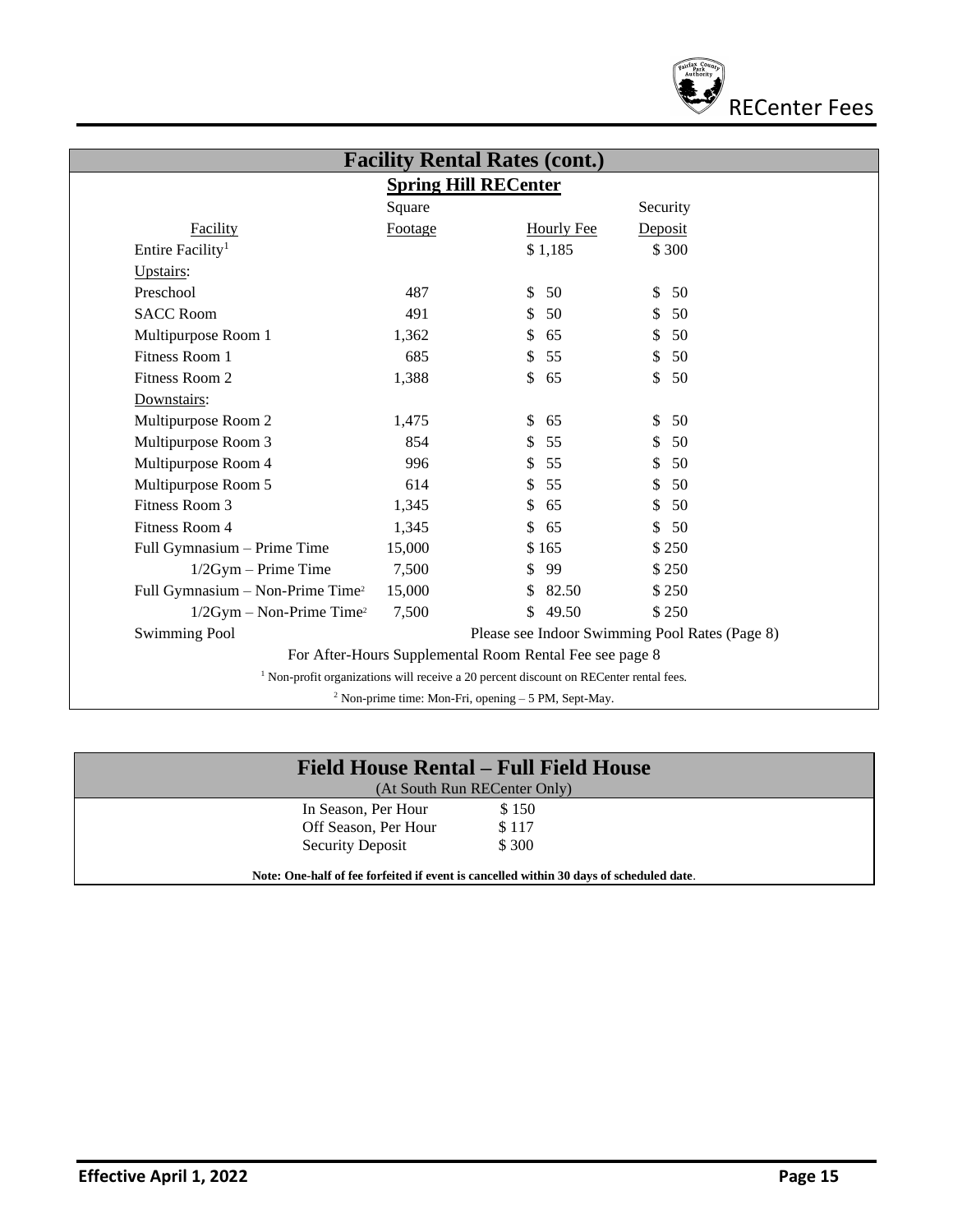## Facility Rental Rates (cont.)

### Spring Hill RECenter

| Facility | Square Footage | Hourly Fee | Security Deposit |
|---|---|---|---|
| Entire Facility[1] | | $ 1,185 | $ 300 |
| Upstairs: | | | |
| Preschool | 487 | $ 50 | $ 50 |
| SACC Room | 491 | $ 50 | $ 50 |
| Multipurpose Room 1 | 1,362 | $ 65 | $ 50 |
| Fitness Room 1 | 685 | $ 55 | $ 50 |
| Fitness Room 2 | 1,388 | $ 65 | $ 50 |
| Downstairs: | | | |
| Multipurpose Room 2 | 1,475 | $ 65 | $ 50 |
| Multipurpose Room 3 | 854 | $ 55 | $ 50 |
| Multipurpose Room 4 | 996 | $ 55 | $ 50 |
| Multipurpose Room 5 | 614 | $ 55 | $ 50 |
| Fitness Room 3 | 1,345 | $ 65 | $ 50 |
| Fitness Room 4 | 1,345 | $ 65 | $ 50 |
| Full Gymnasium – Prime Time | 15,000 | $ 165 | $ 250 |
| 1/2Gym – Prime Time | 7,500 | $ 99 | $ 250 |
| Full Gymnasium – Non-Prime Time[2] | 15,000 | $ 82.50 | $ 250 |
| 1/2Gym – Non-Prime Time[2] | 7,500 | $ 49.50 | $ 250 |
| Swimming Pool | | Please see Indoor Swimming Pool Rates (Page 8) | |

For After-Hours Supplemental Room Rental Fee see page 8

[1] Non-profit organizations will receive a 20 percent discount on RECenter rental fees.

[2] Non-prime time: Mon-Fri, opening – 5 PM, Sept-May.

## Field House Rental – Full Field House

(At South Run RECenter Only)

| | |
|---|---|
| In Season, Per Hour | $ 150 |
| Off Season, Per Hour | $ 117 |
| Security Deposit | $ 300 |

**Note: One-half of fee forfeited if event is cancelled within 30 days of scheduled date**.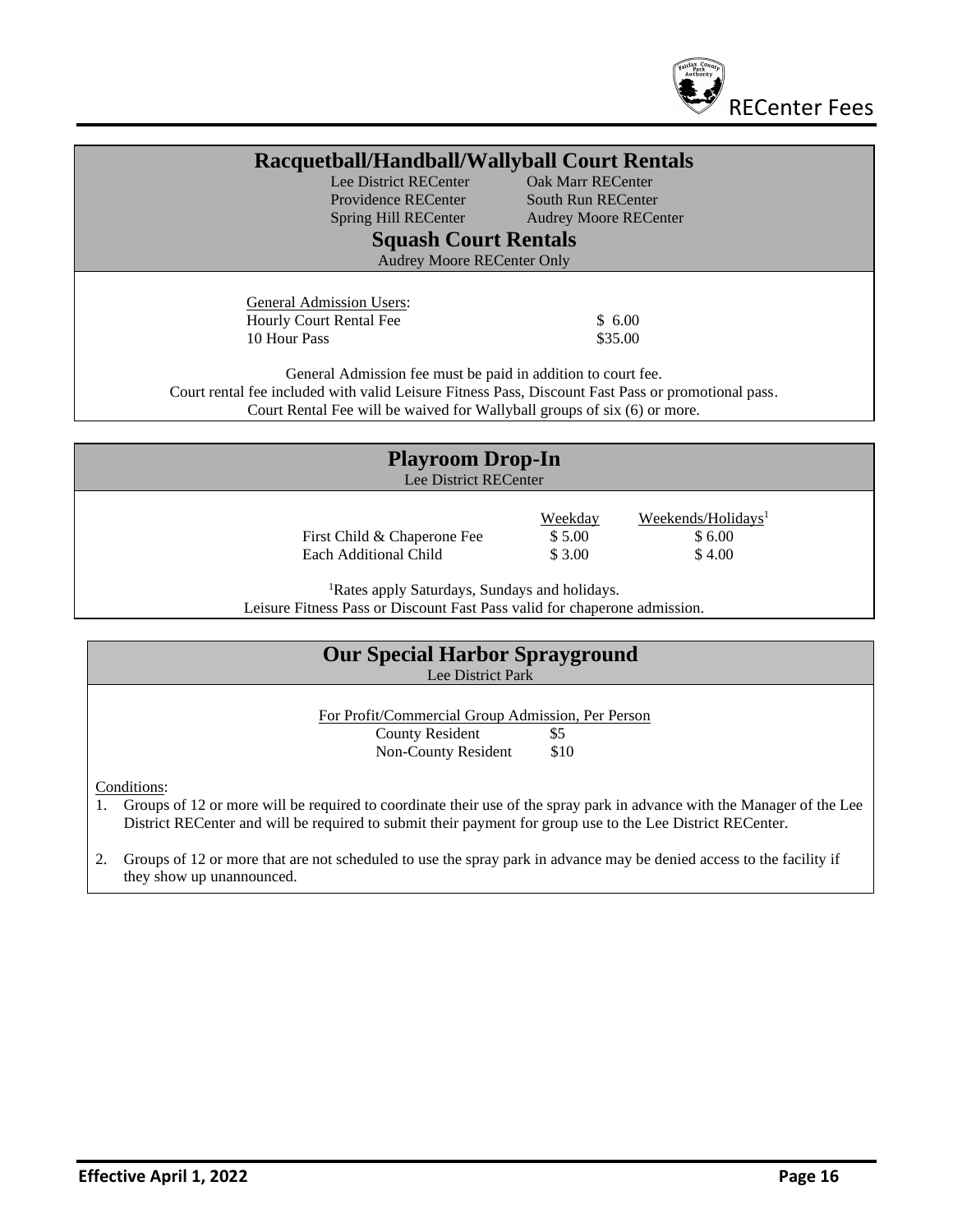## Racquetball/Handball/Wallyball Court Rentals

Lee District RECenter
Oak Marr RECenter
Providence RECenter
South Run RECenter
Spring Hill RECenter
Audrey Moore RECenter

## Squash Court Rentals

Audrey Moore RECenter Only

| General Admission Users: | |
|---|---|
| Hourly Court Rental Fee | $ 6.00 |
| 10 Hour Pass | $35.00 |

General Admission fee must be paid in addition to court fee.
Court rental fee included with valid Leisure Fitness Pass, Discount Fast Pass or promotional pass.
Court Rental Fee will be waived for Wallyball groups of six (6) or more.

## Playroom Drop-In

Lee District RECenter

| | Weekday | Weekends/Holidays[1] |
|---|---|---|
| First Child & Chaperone Fee | $ 5.00 | $ 6.00 |
| Each Additional Child | $ 3.00 | $ 4.00 |

[1]Rates apply Saturdays, Sundays and holidays.
Leisure Fitness Pass or Discount Fast Pass valid for chaperone admission.

## Our Special Harbor Sprayground

Lee District Park

| For Profit/Commercial Group Admission, Per Person | |
|---|---|
| County Resident | $5 |
| Non-County Resident | $10 |

Conditions:

1. Groups of 12 or more will be required to coordinate their use of the spray park in advance with the Manager of the Lee District RECenter and will be required to submit their payment for group use to the Lee District RECenter.
2. Groups of 12 or more that are not scheduled to use the spray park in advance may be denied access to the facility if they show up unannounced.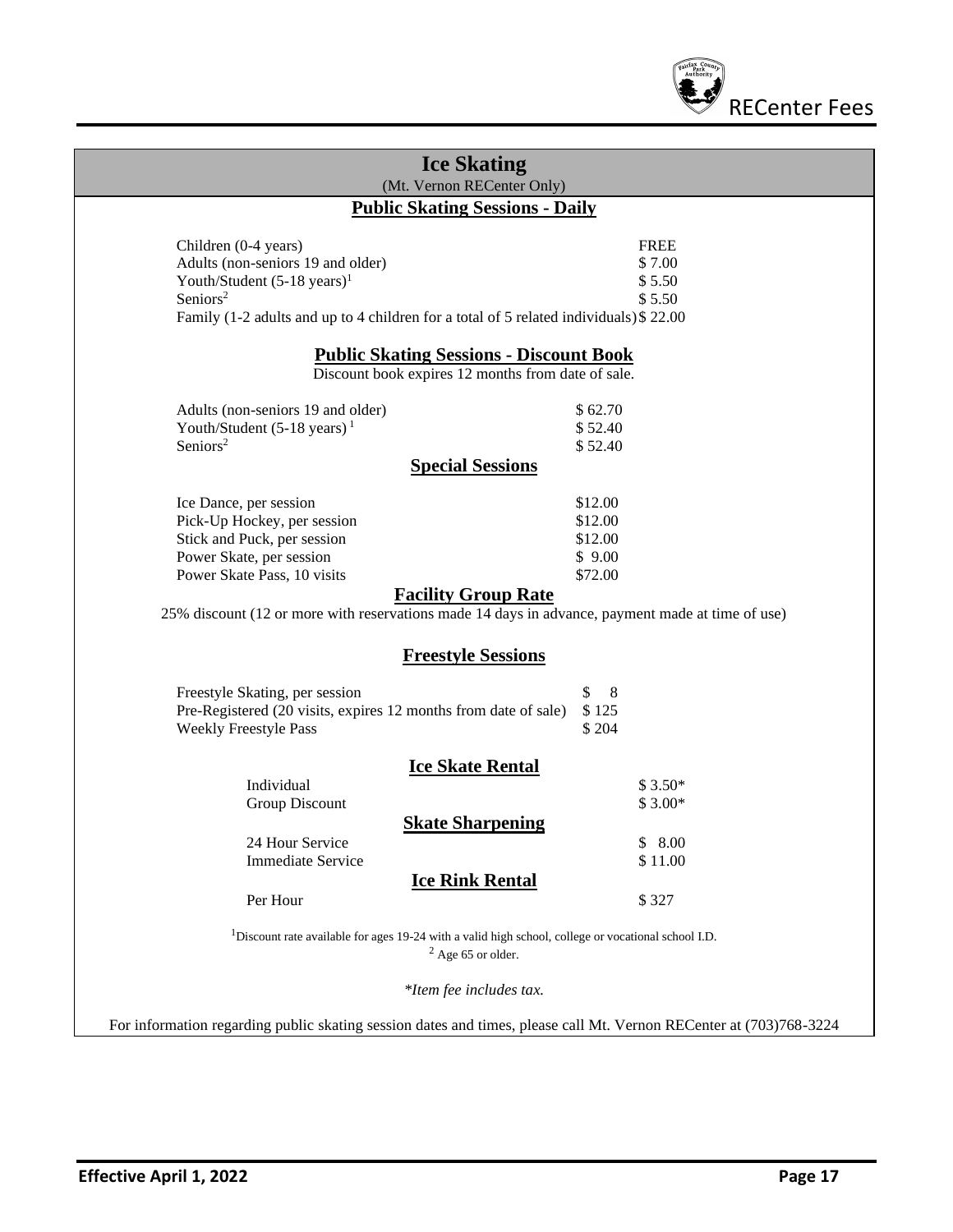# Ice Skating

(Mt. Vernon RECenter Only)

## Public Skating Sessions - Daily

| | |
|---|---|
| Children (0-4 years) | FREE |
| Adults (non-seniors 19 and older) | $ 7.00 |
| Youth/Student (5-18 years)[1] | $ 5.50 |
| Seniors[2] | $ 5.50 |
| Family (1-2 adults and up to 4 children for a total of 5 related individuals) | $ 22.00 |

## Public Skating Sessions - Discount Book

Discount book expires 12 months from date of sale.

| | |
|---|---|
| Adults (non-seniors 19 and older) | $ 62.70 |
| Youth/Student (5-18 years)[1] | $ 52.40 |
| Seniors[2] | $ 52.40 |

## Special Sessions

| | |
|---|---|
| Ice Dance, per session | $12.00 |
| Pick-Up Hockey, per session | $12.00 |
| Stick and Puck, per session | $12.00 |
| Power Skate, per session | $ 9.00 |
| Power Skate Pass, 10 visits | $72.00 |

## Facility Group Rate

25% discount (12 or more with reservations made 14 days in advance, payment made at time of use)

## Freestyle Sessions

| | |
|---|---|
| Freestyle Skating, per session | $ 8 |
| Pre-Registered (20 visits, expires 12 months from date of sale) | $ 125 |
| Weekly Freestyle Pass | $ 204 |

## Ice Skate Rental

| | |
|---|---|
| Individual | $ 3.50* |
| Group Discount | $ 3.00* |

## Skate Sharpening

| | |
|---|---|
| 24 Hour Service | $ 8.00 |
| Immediate Service | $ 11.00 |

## Ice Rink Rental

| | |
|---|---|
| Per Hour | $ 327 |

[1]Discount rate available for ages 19-24 with a valid high school, college or vocational school I.D.

[2] Age 65 or older.

*\*Item fee includes tax.*

For information regarding public skating session dates and times, please call Mt. Vernon RECenter at (703)768-3224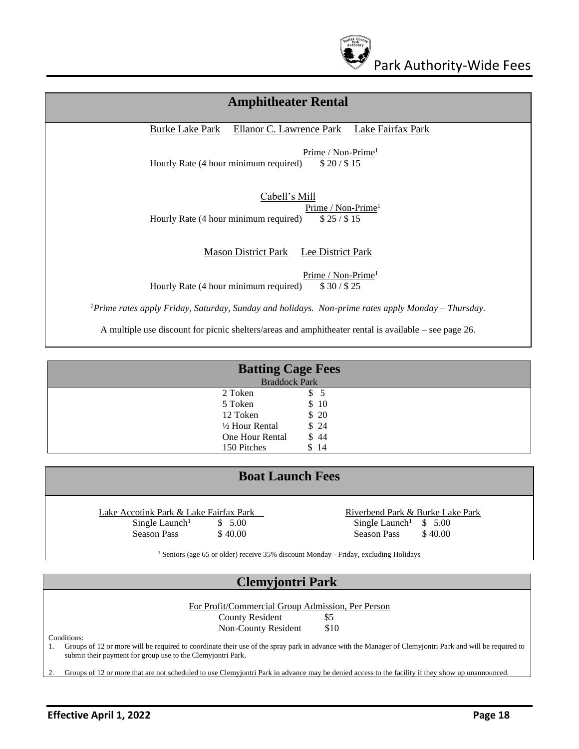## Amphitheater Rental

Burke Lake Park    Ellanor C. Lawrence Park    Lake Fairfax Park

| | Prime / Non-Prime[1] |
|---|---|
| Hourly Rate (4 hour minimum required) | $ 20 / $ 15 |

Cabell's Mill

| | Prime / Non-Prime[1] |
|---|---|
| Hourly Rate (4 hour minimum required) | $ 25 / $ 15 |

Mason District Park    Lee District Park

| | Prime / Non-Prime[1] |
|---|---|
| Hourly Rate (4 hour minimum required) | $ 30 / $ 25 |

*[1]Prime rates apply Friday, Saturday, Sunday and holidays. Non-prime rates apply Monday – Thursday.*

A multiple use discount for picnic shelters/areas and amphitheater rental is available – see page 26.

## Batting Cage Fees

Braddock Park

| | |
|---|---|
| 2 Token | $ 5 |
| 5 Token | $ 10 |
| 12 Token | $ 20 |
| ½ Hour Rental | $ 24 |
| One Hour Rental | $ 44 |
| 150 Pitches | $ 14 |

## Boat Launch Fees

Lake Accotink Park & Lake Fairfax Park

| | |
|---|---|
| Single Launch[1] | $ 5.00 |
| Season Pass | $ 40.00 |

Riverbend Park & Burke Lake Park

| | |
|---|---|
| Single Launch[1] | $ 5.00 |
| Season Pass | $ 40.00 |

[1] Seniors (age 65 or older) receive 35% discount Monday - Friday, excluding Holidays

## Clemyjontri Park

For Profit/Commercial Group Admission, Per Person

| | |
|---|---|
| County Resident | $5 |
| Non-County Resident | $10 |

Conditions:

1. Groups of 12 or more will be required to coordinate their use of the spray park in advance with the Manager of Clemyjontri Park and will be required to submit their payment for group use to the Clemyjontri Park.
2. Groups of 12 or more that are not scheduled to use Clemyjontri Park in advance may be denied access to the facility if they show up unannounced.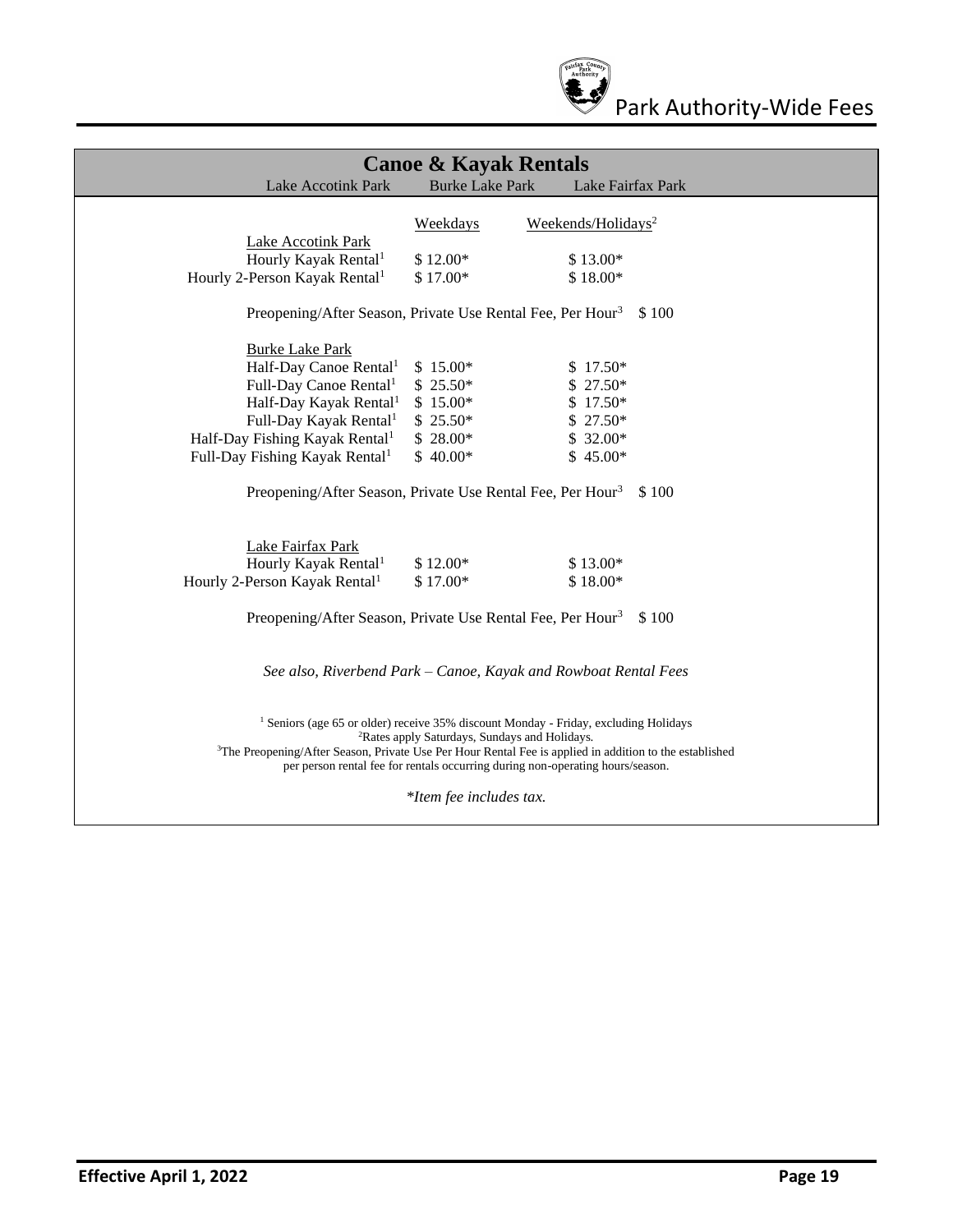## Canoe & Kayak Rentals

Lake Accotink Park &nbsp;&nbsp; Burke Lake Park &nbsp;&nbsp; Lake Fairfax Park

| | Weekdays | Weekends/Holidays[2] |
|---|---|---|
| **Lake Accotink Park** | | |
| Hourly Kayak Rental[1] | $ 12.00* | $ 13.00* |
| Hourly 2-Person Kayak Rental[1] | $ 17.00* | $ 18.00* |

Preopening/After Season, Private Use Rental Fee, Per Hour[3] $ 100

| | Weekdays | Weekends/Holidays[2] |
|---|---|---|
| **Burke Lake Park** | | |
| Half-Day Canoe Rental[1] | $ 15.00* | $ 17.50* |
| Full-Day Canoe Rental[1] | $ 25.50* | $ 27.50* |
| Half-Day Kayak Rental[1] | $ 15.00* | $ 17.50* |
| Full-Day Kayak Rental[1] | $ 25.50* | $ 27.50* |
| Half-Day Fishing Kayak Rental[1] | $ 28.00* | $ 32.00* |
| Full-Day Fishing Kayak Rental[1] | $ 40.00* | $ 45.00* |

Preopening/After Season, Private Use Rental Fee, Per Hour[3] $ 100

| | Weekdays | Weekends/Holidays[2] |
|---|---|---|
| **Lake Fairfax Park** | | |
| Hourly Kayak Rental[1] | $ 12.00* | $ 13.00* |
| Hourly 2-Person Kayak Rental[1] | $ 17.00* | $ 18.00* |

Preopening/After Season, Private Use Rental Fee, Per Hour[3] $ 100

*See also, Riverbend Park – Canoe, Kayak and Rowboat Rental Fees*

[1] Seniors (age 65 or older) receive 35% discount Monday - Friday, excluding Holidays
[2] Rates apply Saturdays, Sundays and Holidays.
[3] The Preopening/After Season, Private Use Per Hour Rental Fee is applied in addition to the established per person rental fee for rentals occurring during non-operating hours/season.

*\*Item fee includes tax.*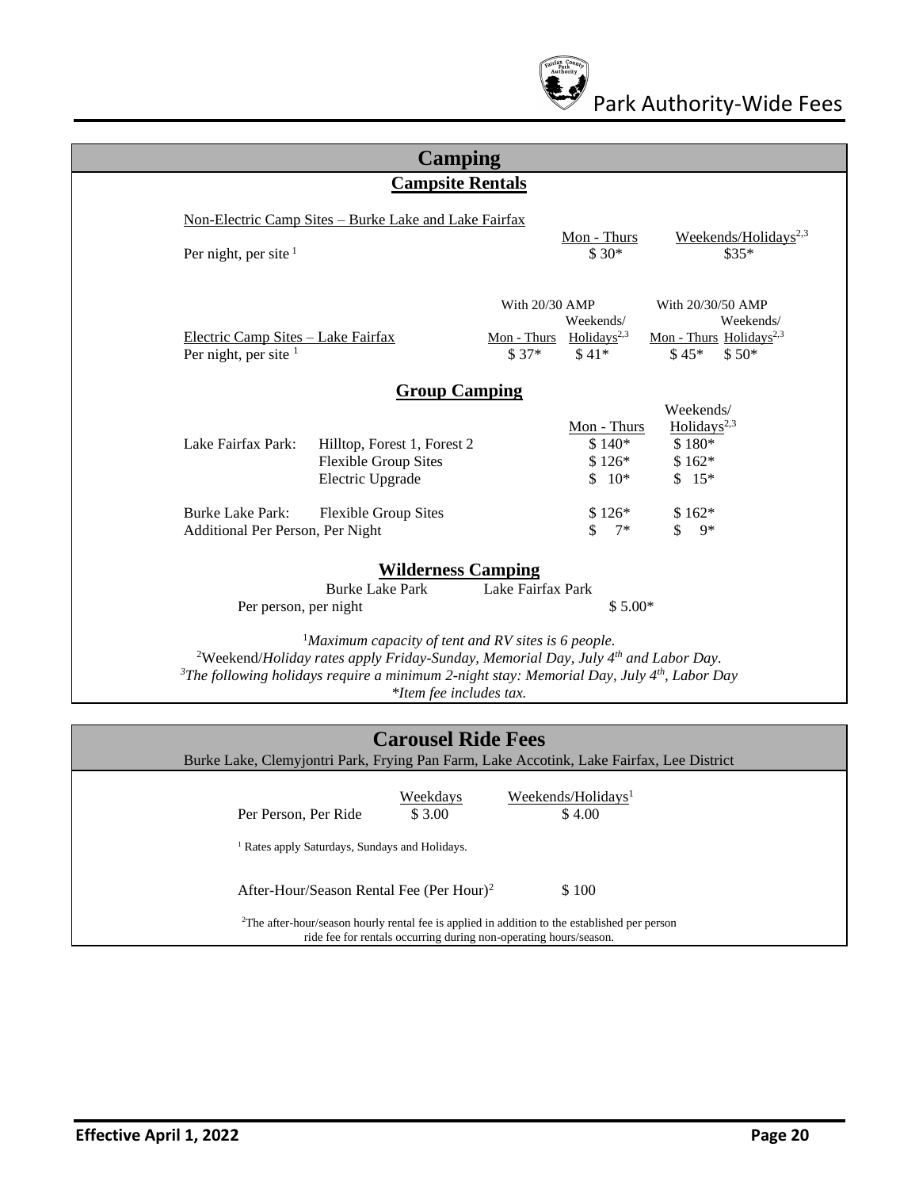# Camping

## Campsite Rentals

Non-Electric Camp Sites – Burke Lake and Lake Fairfax

| | Mon - Thurs | Weekends/Holidays[2,3] |
|---|---|---|
| Per night, per site [1] | $ 30* | $35* |

| Electric Camp Sites – Lake Fairfax | With 20/30 AMP Mon - Thurs | With 20/30 AMP Weekends/ Holidays[2,3] | With 20/30/50 AMP Mon - Thurs | With 20/30/50 AMP Weekends/ Holidays[2,3] |
|---|---|---|---|---|
| Per night, per site [1] | $ 37* | $ 41* | $ 45* | $ 50* |

## Group Camping

| | | Mon - Thurs | Weekends/ Holidays[2,3] |
|---|---|---|---|
| Lake Fairfax Park: | Hilltop, Forest 1, Forest 2 | $ 140* | $ 180* |
| | Flexible Group Sites | $ 126* | $ 162* |
| | Electric Upgrade | $ 10* | $ 15* |
| Burke Lake Park: | Flexible Group Sites | $ 126* | $ 162* |
| Additional Per Person, Per Night | | $ 7* | $ 9* |

## Wilderness Camping

| | Burke Lake Park | Lake Fairfax Park |
|---|---|---|
| Per person, per night | | $ 5.00* |

[1]*Maximum capacity of tent and RV sites is 6 people.*
[2]Weekend/*Holiday rates apply Friday-Sunday, Memorial Day, July 4th and Labor Day.*
[3]*The following holidays require a minimum 2-night stay: Memorial Day, July 4th, Labor Day*
*\*Item fee includes tax.*

# Carousel Ride Fees

Burke Lake, Clemyjontri Park, Frying Pan Farm, Lake Accotink, Lake Fairfax, Lee District

| | Weekdays | Weekends/Holidays[1] |
|---|---|---|
| Per Person, Per Ride | $ 3.00 | $ 4.00 |

[1] Rates apply Saturdays, Sundays and Holidays.

After-Hour/Season Rental Fee (Per Hour)[2] $ 100

[2]The after-hour/season hourly rental fee is applied in addition to the established per person ride fee for rentals occurring during non-operating hours/season.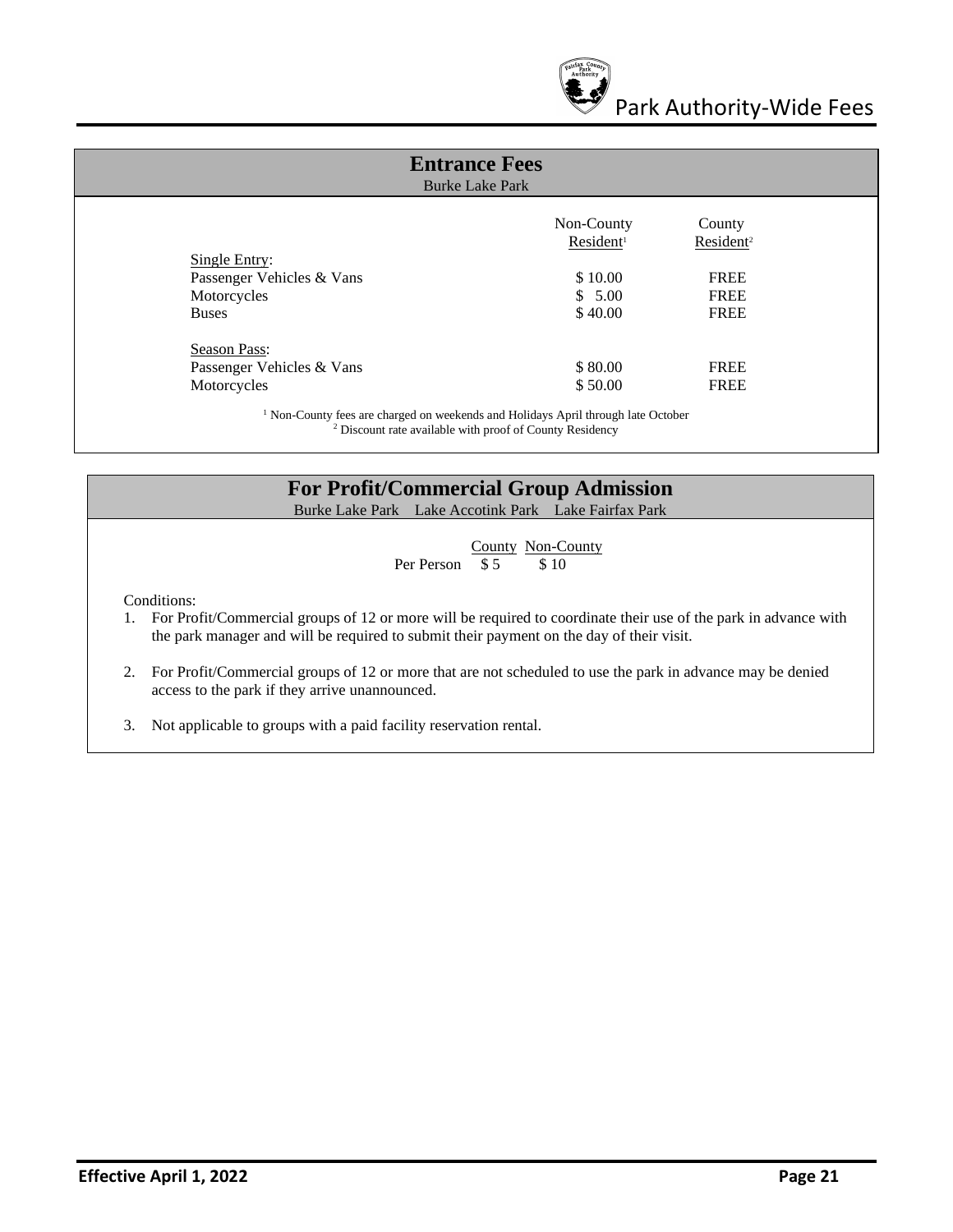## Entrance Fees

Burke Lake Park

| | Non-County Resident[1] | County Resident[2] |
|---|---|---|
| Single Entry: | | |
| Passenger Vehicles & Vans | $ 10.00 | FREE |
| Motorcycles | $ 5.00 | FREE |
| Buses | $ 40.00 | FREE |
| Season Pass: | | |
| Passenger Vehicles & Vans | $ 80.00 | FREE |
| Motorcycles | $ 50.00 | FREE |

[1] Non-County fees are charged on weekends and Holidays April through late October
[2] Discount rate available with proof of County Residency

## For Profit/Commercial Group Admission

Burke Lake Park Lake Accotink Park Lake Fairfax Park

| | County | Non-County |
|---|---|---|
| Per Person | $ 5 | $ 10 |

Conditions:

1. For Profit/Commercial groups of 12 or more will be required to coordinate their use of the park in advance with the park manager and will be required to submit their payment on the day of their visit.
2. For Profit/Commercial groups of 12 or more that are not scheduled to use the park in advance may be denied access to the park if they arrive unannounced.
3. Not applicable to groups with a paid facility reservation rental.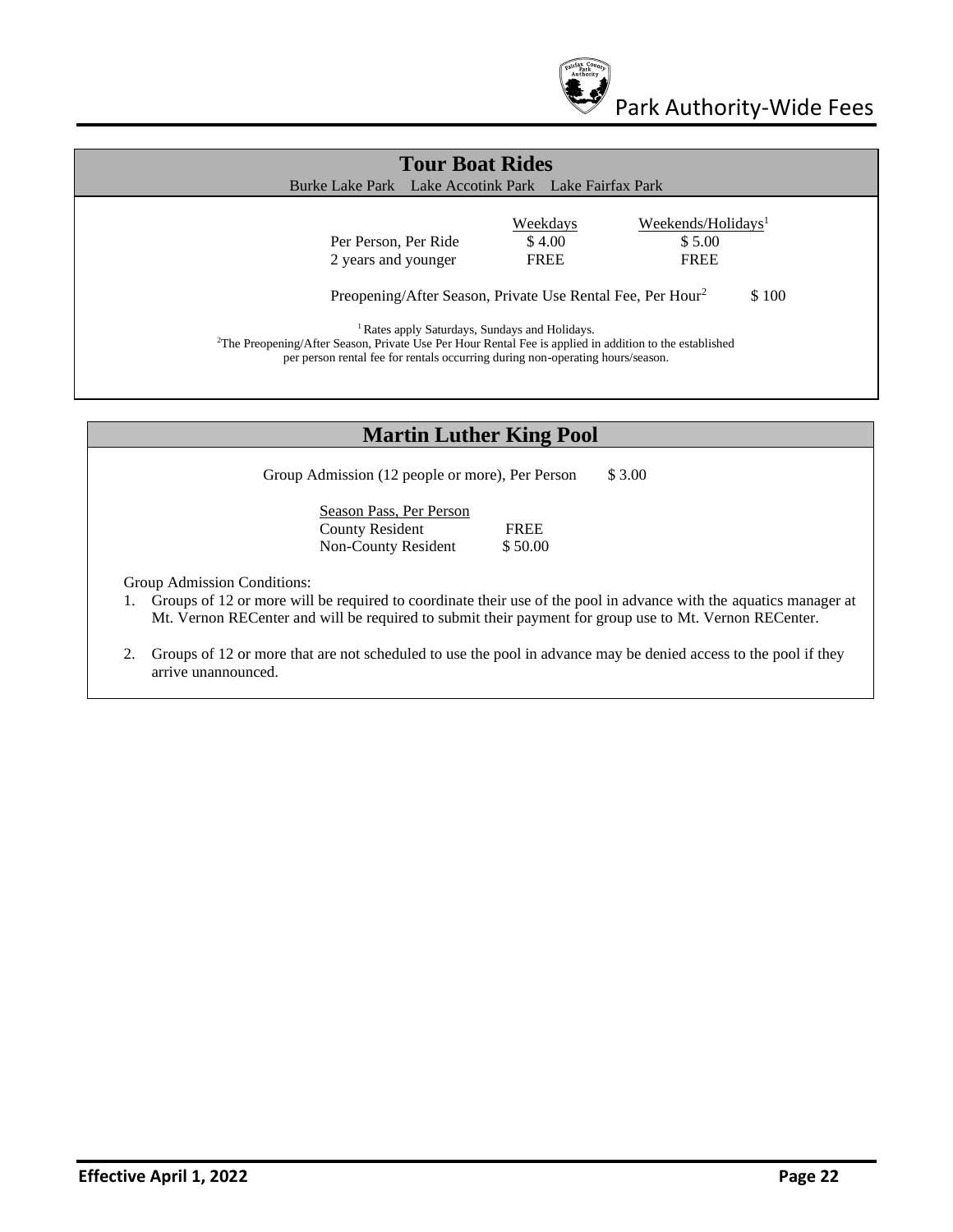## Tour Boat Rides

Burke Lake Park Lake Accotink Park Lake Fairfax Park

| | Weekdays | Weekends/Holidays[1] |
|---|---|---|
| Per Person, Per Ride | $ 4.00 | $ 5.00 |
| 2 years and younger | FREE | FREE |

Preopening/After Season, Private Use Rental Fee, Per Hour[2] $ 100

[1] Rates apply Saturdays, Sundays and Holidays.
[2]The Preopening/After Season, Private Use Per Hour Rental Fee is applied in addition to the established per person rental fee for rentals occurring during non-operating hours/season.

## Martin Luther King Pool

Group Admission (12 people or more), Per Person $ 3.00

| Season Pass, Per Person | |
|---|---|
| County Resident | FREE |
| Non-County Resident | $ 50.00 |

Group Admission Conditions:

1. Groups of 12 or more will be required to coordinate their use of the pool in advance with the aquatics manager at Mt. Vernon RECenter and will be required to submit their payment for group use to Mt. Vernon RECenter.
2. Groups of 12 or more that are not scheduled to use the pool in advance may be denied access to the pool if they arrive unannounced.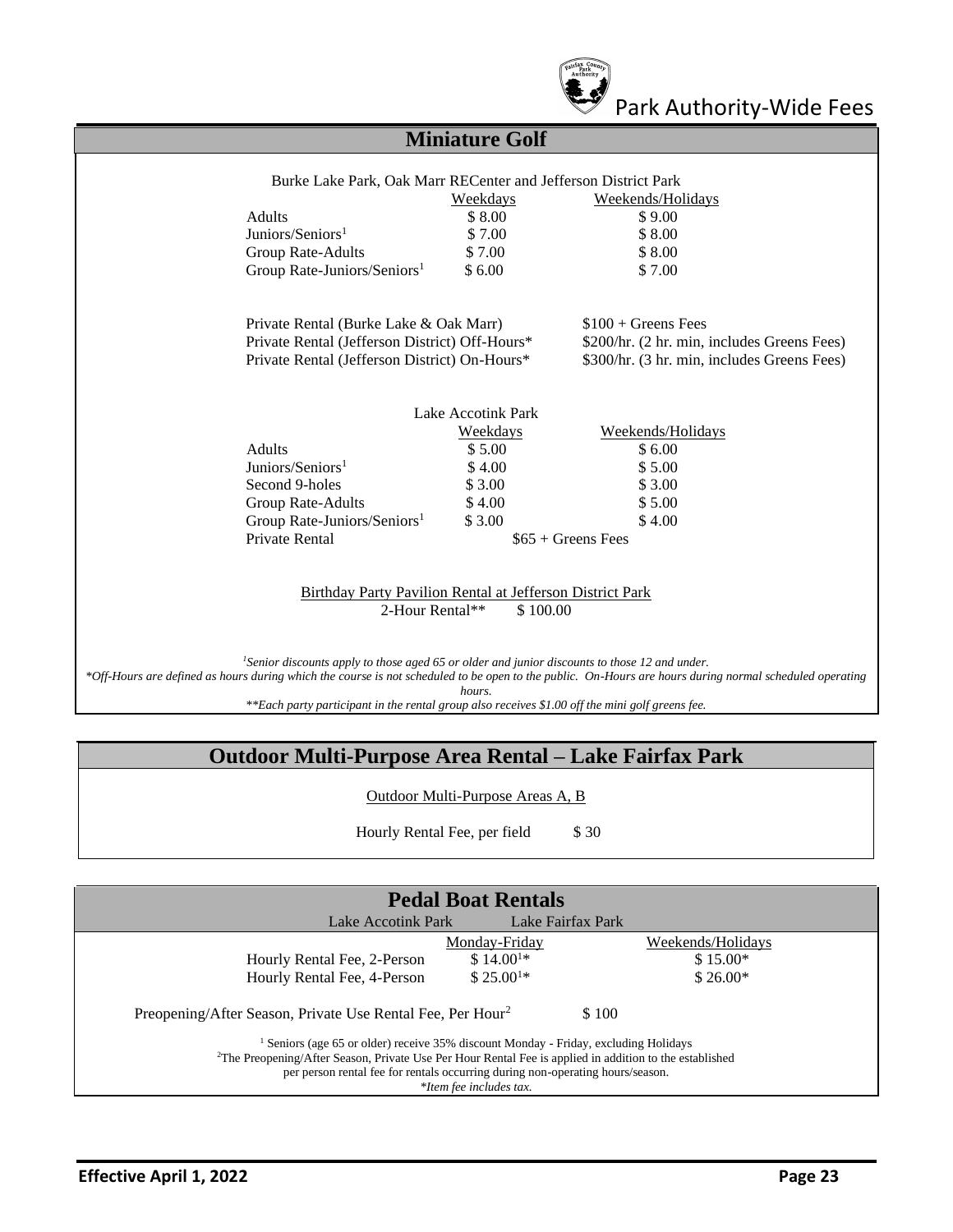## Miniature Golf

Burke Lake Park, Oak Marr RECenter and Jefferson District Park

| | Weekdays | Weekends/Holidays |
|---|---|---|
| Adults | $ 8.00 | $ 9.00 |
| Juniors/Seniors[1] | $ 7.00 | $ 8.00 |
| Group Rate-Adults | $ 7.00 | $ 8.00 |
| Group Rate-Juniors/Seniors[1] | $ 6.00 | $ 7.00 |

| | |
|---|---|
| Private Rental (Burke Lake & Oak Marr) | $100 + Greens Fees |
| Private Rental (Jefferson District) Off-Hours* | $200/hr. (2 hr. min, includes Greens Fees) |
| Private Rental (Jefferson District) On-Hours* | $300/hr. (3 hr. min, includes Greens Fees) |

Lake Accotink Park

| | Weekdays | Weekends/Holidays |
|---|---|---|
| Adults | $ 5.00 | $ 6.00 |
| Juniors/Seniors[1] | $ 4.00 | $ 5.00 |
| Second 9-holes | $ 3.00 | $ 3.00 |
| Group Rate-Adults | $ 4.00 | $ 5.00 |
| Group Rate-Juniors/Seniors[1] | $ 3.00 | $ 4.00 |
| Private Rental | $65 + Greens Fees | |

Birthday Party Pavilion Rental at Jefferson District Park

2-Hour Rental** $ 100.00

*[1]Senior discounts apply to those aged 65 or older and junior discounts to those 12 and under.*

**Off-Hours are defined as hours during which the course is not scheduled to be open to the public. On-Hours are hours during normal scheduled operating hours.*

***Each party participant in the rental group also receives $1.00 off the mini golf greens fee.*

## Outdoor Multi-Purpose Area Rental – Lake Fairfax Park

Outdoor Multi-Purpose Areas A, B

Hourly Rental Fee, per field $ 30

## Pedal Boat Rentals

Lake Accotink Park Lake Fairfax Park

| | Monday-Friday | Weekends/Holidays |
|---|---|---|
| Hourly Rental Fee, 2-Person | $ 14.00[1]* | $ 15.00* |
| Hourly Rental Fee, 4-Person | $ 25.00[1]* | $ 26.00* |

Preopening/After Season, Private Use Rental Fee, Per Hour[2] $ 100

[1] Seniors (age 65 or older) receive 35% discount Monday - Friday, excluding Holidays

[2]The Preopening/After Season, Private Use Per Hour Rental Fee is applied in addition to the established per person rental fee for rentals occurring during non-operating hours/season.

**Item fee includes tax.*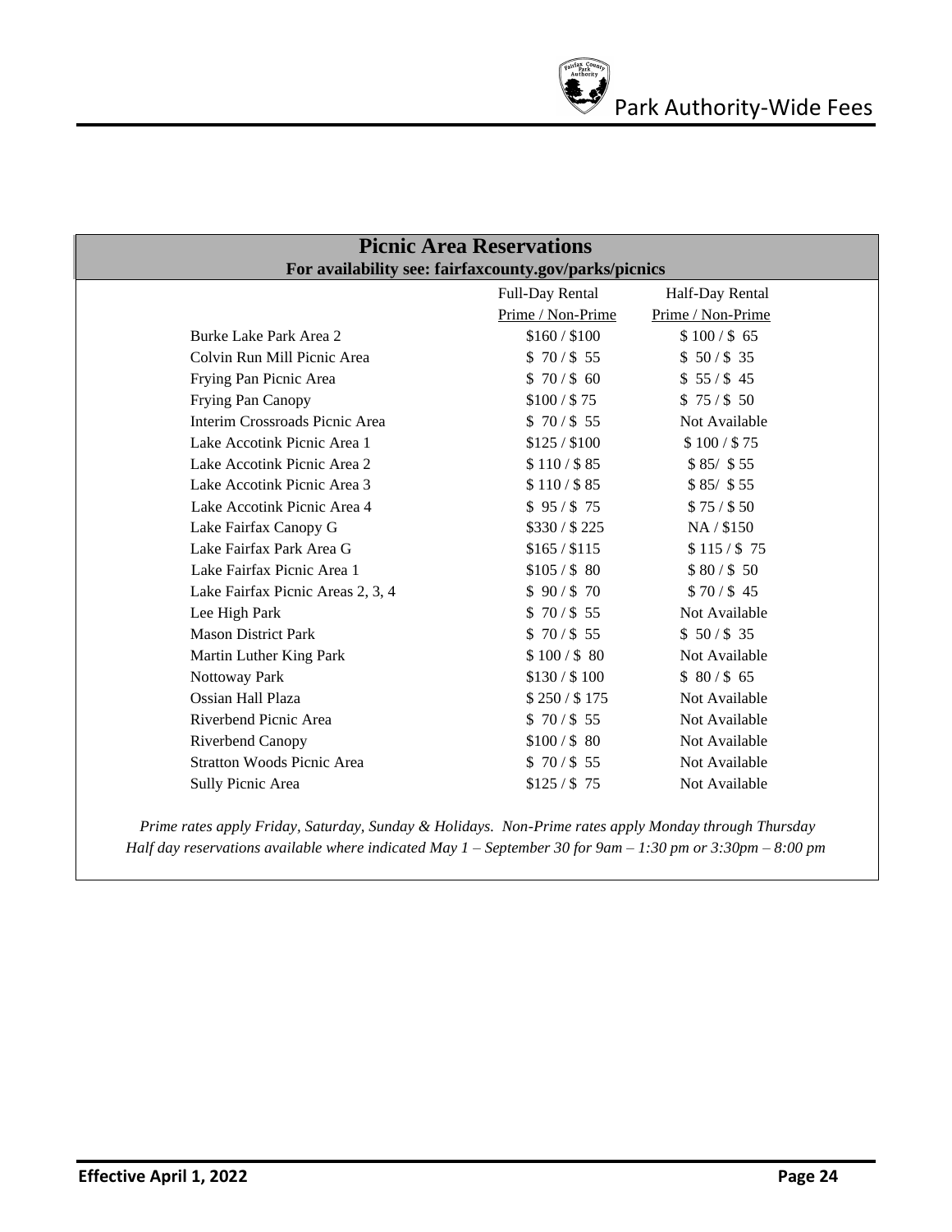## Picnic Area Reservations

**For availability see: fairfaxcounty.gov/parks/picnics**

| | Full-Day Rental Prime / Non-Prime | Half-Day Rental Prime / Non-Prime |
|---|---|---|
| Burke Lake Park Area 2 | $160 / $100 | $ 100 / $ 65 |
| Colvin Run Mill Picnic Area | $ 70 / $ 55 | $ 50 / $ 35 |
| Frying Pan Picnic Area | $ 70 / $ 60 | $ 55 / $ 45 |
| Frying Pan Canopy | $100 / $ 75 | $ 75 / $ 50 |
| Interim Crossroads Picnic Area | $ 70 / $ 55 | Not Available |
| Lake Accotink Picnic Area 1 | $125 / $100 | $ 100 / $ 75 |
| Lake Accotink Picnic Area 2 | $ 110 / $ 85 | $ 85/ $ 55 |
| Lake Accotink Picnic Area 3 | $ 110 / $ 85 | $ 85/ $ 55 |
| Lake Accotink Picnic Area 4 | $ 95 / $ 75 | $ 75 / $ 50 |
| Lake Fairfax Canopy G | $330 / $ 225 | NA / $150 |
| Lake Fairfax Park Area G | $165 / $115 | $ 115 / $ 75 |
| Lake Fairfax Picnic Area 1 | $105 / $ 80 | $ 80 / $ 50 |
| Lake Fairfax Picnic Areas 2, 3, 4 | $ 90 / $ 70 | $ 70 / $ 45 |
| Lee High Park | $ 70 / $ 55 | Not Available |
| Mason District Park | $ 70 / $ 55 | $ 50 / $ 35 |
| Martin Luther King Park | $ 100 / $ 80 | Not Available |
| Nottoway Park | $130 / $ 100 | $ 80 / $ 65 |
| Ossian Hall Plaza | $ 250 / $ 175 | Not Available |
| Riverbend Picnic Area | $ 70 / $ 55 | Not Available |
| Riverbend Canopy | $100 / $ 80 | Not Available |
| Stratton Woods Picnic Area | $ 70 / $ 55 | Not Available |
| Sully Picnic Area | $125 / $ 75 | Not Available |

*Prime rates apply Friday, Saturday, Sunday & Holidays. Non-Prime rates apply Monday through Thursday*
*Half day reservations available where indicated May 1 – September 30 for 9am – 1:30 pm or 3:30pm – 8:00 pm*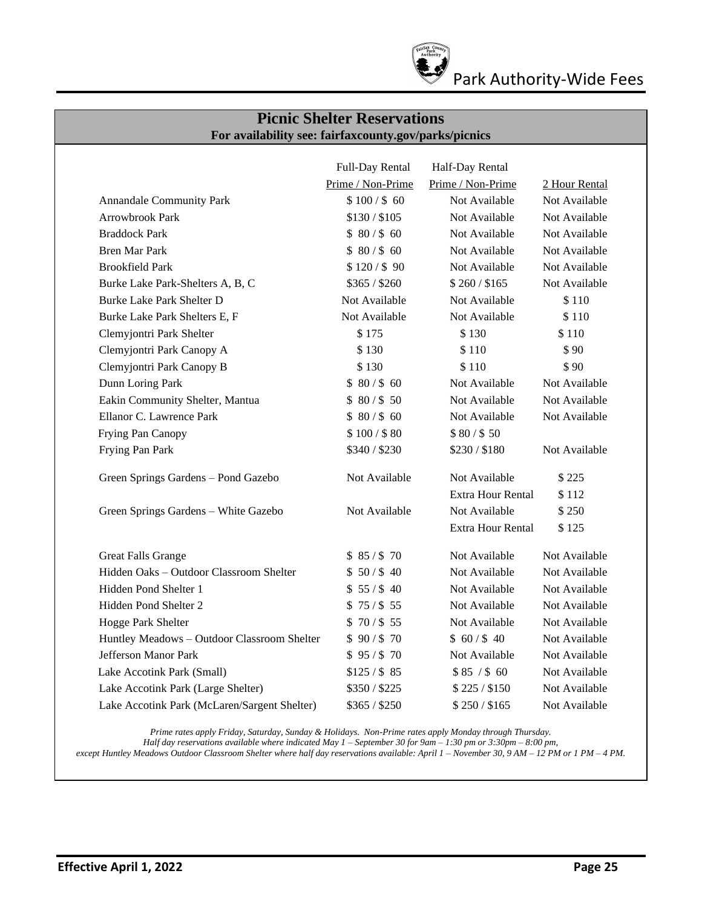## Picnic Shelter Reservations

**For availability see: fairfaxcounty.gov/parks/picnics**

| | Full-Day Rental Prime / Non-Prime | Half-Day Rental Prime / Non-Prime | 2 Hour Rental |
|---|---|---|---|
| Annandale Community Park | $ 100 / $ 60 | Not Available | Not Available |
| Arrowbrook Park | $130 / $105 | Not Available | Not Available |
| Braddock Park | $ 80 / $ 60 | Not Available | Not Available |
| Bren Mar Park | $ 80 / $ 60 | Not Available | Not Available |
| Brookfield Park | $ 120 / $ 90 | Not Available | Not Available |
| Burke Lake Park-Shelters A, B, C | $365 / $260 | $ 260 / $165 | Not Available |
| Burke Lake Park Shelter D | Not Available | Not Available | $ 110 |
| Burke Lake Park Shelters E, F | Not Available | Not Available | $ 110 |
| Clemyjontri Park Shelter | $ 175 | $ 130 | $ 110 |
| Clemyjontri Park Canopy A | $ 130 | $ 110 | $ 90 |
| Clemyjontri Park Canopy B | $ 130 | $ 110 | $ 90 |
| Dunn Loring Park | $ 80 / $ 60 | Not Available | Not Available |
| Eakin Community Shelter, Mantua | $ 80 / $ 50 | Not Available | Not Available |
| Ellanor C. Lawrence Park | $ 80 / $ 60 | Not Available | Not Available |
| Frying Pan Canopy | $ 100 / $ 80 | $ 80 / $ 50 | |
| Frying Pan Park | $340 / $230 | $230 / $180 | Not Available |
| Green Springs Gardens – Pond Gazebo | Not Available | Not Available | $ 225 |
| | | Extra Hour Rental | $ 112 |
| Green Springs Gardens – White Gazebo | Not Available | Not Available | $ 250 |
| | | Extra Hour Rental | $ 125 |
| Great Falls Grange | $ 85 / $ 70 | Not Available | Not Available |
| Hidden Oaks – Outdoor Classroom Shelter | $ 50 / $ 40 | Not Available | Not Available |
| Hidden Pond Shelter 1 | $ 55 / $ 40 | Not Available | Not Available |
| Hidden Pond Shelter 2 | $ 75 / $ 55 | Not Available | Not Available |
| Hogge Park Shelter | $ 70 / $ 55 | Not Available | Not Available |
| Huntley Meadows – Outdoor Classroom Shelter | $ 90 / $ 70 | $ 60 / $ 40 | Not Available |
| Jefferson Manor Park | $ 95 / $ 70 | Not Available | Not Available |
| Lake Accotink Park (Small) | $125 / $ 85 | $ 85 / $ 60 | Not Available |
| Lake Accotink Park (Large Shelter) | $350 / $225 | $ 225 / $150 | Not Available |
| Lake Accotink Park (McLaren/Sargent Shelter) | $365 / $250 | $ 250 / $165 | Not Available |

*Prime rates apply Friday, Saturday, Sunday & Holidays. Non-Prime rates apply Monday through Thursday.*
*Half day reservations available where indicated May 1 – September 30 for 9am – 1:30 pm or 3:30pm – 8:00 pm, except Huntley Meadows Outdoor Classroom Shelter where half day reservations available: April 1 – November 30, 9 AM – 12 PM or 1 PM – 4 PM.*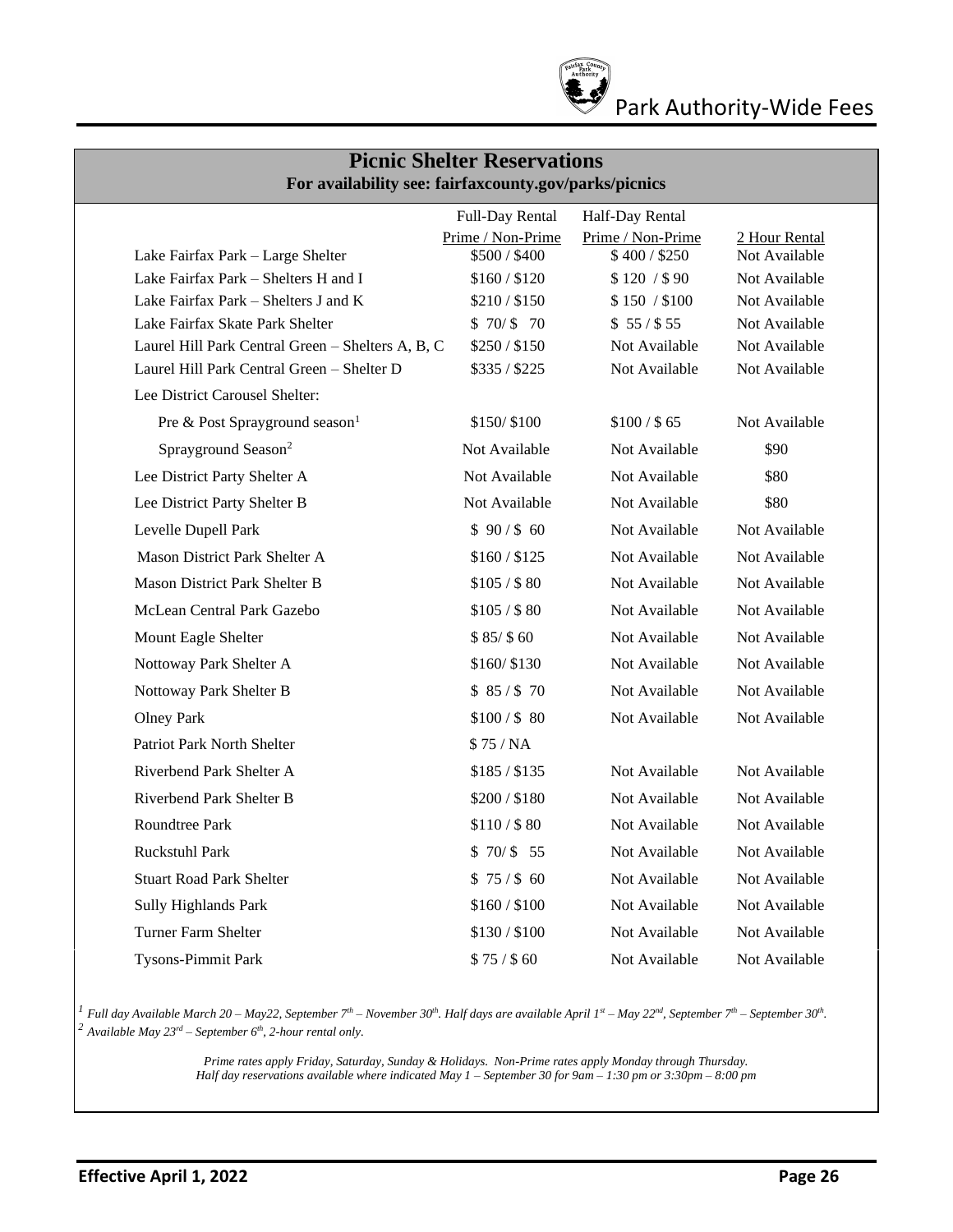## Picnic Shelter Reservations

**For availability see: fairfaxcounty.gov/parks/picnics**

| | Full-Day Rental<br>Prime / Non-Prime | Half-Day Rental<br>Prime / Non-Prime | 2 Hour Rental |
|---|---|---|---|
| Lake Fairfax Park – Large Shelter | $500 / $400 | $ 400 / $250 | Not Available |
| Lake Fairfax Park – Shelters H and I | $160 / $120 | $ 120 / $ 90 | Not Available |
| Lake Fairfax Park – Shelters J and K | $210 / $150 | $ 150 / $100 | Not Available |
| Lake Fairfax Skate Park Shelter | $ 70/ $ 70 | $ 55 / $ 55 | Not Available |
| Laurel Hill Park Central Green – Shelters A, B, C | $250 / $150 | Not Available | Not Available |
| Laurel Hill Park Central Green – Shelter D | $335 / $225 | Not Available | Not Available |
| Lee District Carousel Shelter: | | | |
| Pre & Post Sprayground season[1] | $150/ $100 | $100 / $ 65 | Not Available |
| Sprayground Season[2] | Not Available | Not Available | $90 |
| Lee District Party Shelter A | Not Available | Not Available | $80 |
| Lee District Party Shelter B | Not Available | Not Available | $80 |
| Levelle Dupell Park | $ 90 / $ 60 | Not Available | Not Available |
| Mason District Park Shelter A | $160 / $125 | Not Available | Not Available |
| Mason District Park Shelter B | $105 / $ 80 | Not Available | Not Available |
| McLean Central Park Gazebo | $105 / $ 80 | Not Available | Not Available |
| Mount Eagle Shelter | $ 85/ $ 60 | Not Available | Not Available |
| Nottoway Park Shelter A | $160/ $130 | Not Available | Not Available |
| Nottoway Park Shelter B | $ 85 / $ 70 | Not Available | Not Available |
| Olney Park | $100 / $ 80 | Not Available | Not Available |
| Patriot Park North Shelter | $ 75 / NA | | |
| Riverbend Park Shelter A | $185 / $135 | Not Available | Not Available |
| Riverbend Park Shelter B | $200 / $180 | Not Available | Not Available |
| Roundtree Park | $110 / $ 80 | Not Available | Not Available |
| Ruckstuhl Park | $ 70/ $ 55 | Not Available | Not Available |
| Stuart Road Park Shelter | $ 75 / $ 60 | Not Available | Not Available |
| Sully Highlands Park | $160 / $100 | Not Available | Not Available |
| Turner Farm Shelter | $130 / $100 | Not Available | Not Available |
| Tysons-Pimmit Park | $ 75 / $ 60 | Not Available | Not Available |

[1] *Full day Available March 20 – May22, September 7th – November 30th. Half days are available April 1st – May 22nd, September 7th – September 30th.*
[2] *Available May 23rd – September 6th, 2-hour rental only.*

*Prime rates apply Friday, Saturday, Sunday & Holidays. Non-Prime rates apply Monday through Thursday.*
*Half day reservations available where indicated May 1 – September 30 for 9am – 1:30 pm or 3:30pm – 8:00 pm*

**Effective April 1, 2022**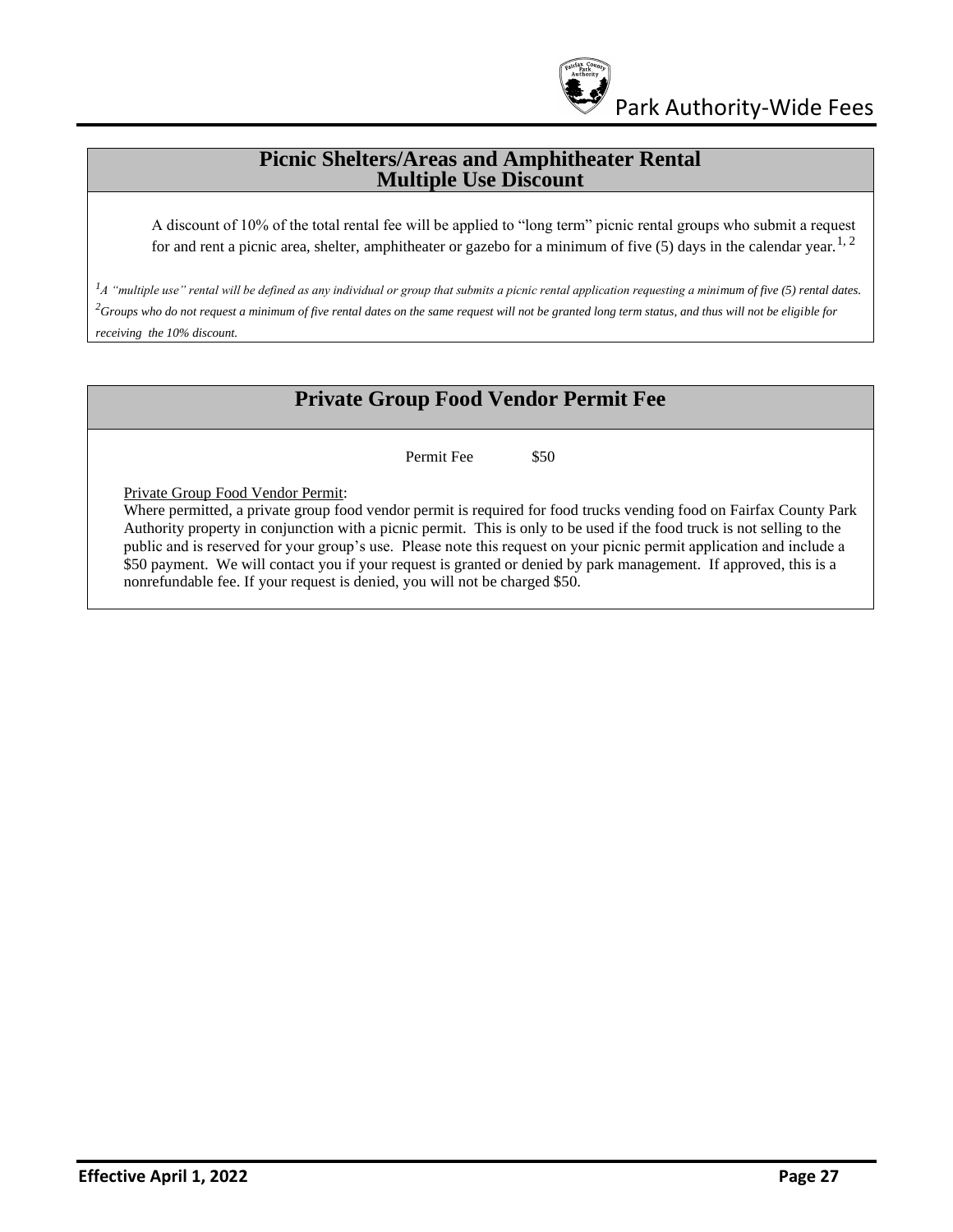## Picnic Shelters/Areas and Amphitheater Rental Multiple Use Discount

A discount of 10% of the total rental fee will be applied to "long term" picnic rental groups who submit a request for and rent a picnic area, shelter, amphitheater or gazebo for a minimum of five (5) days in the calendar year.[1, 2]

*[1] A "multiple use" rental will be defined as any individual or group that submits a picnic rental application requesting a minimum of five (5) rental dates.*
*[2] Groups who do not request a minimum of five rental dates on the same request will not be granted long term status, and thus will not be eligible for receiving the 10% discount.*

## Private Group Food Vendor Permit Fee

| Permit Fee | $50 |
|---|---|

Private Group Food Vendor Permit:
Where permitted, a private group food vendor permit is required for food trucks vending food on Fairfax County Park Authority property in conjunction with a picnic permit. This is only to be used if the food truck is not selling to the public and is reserved for your group's use. Please note this request on your picnic permit application and include a $50 payment. We will contact you if your request is granted or denied by park management. If approved, this is a nonrefundable fee. If your request is denied, you will not be charged $50.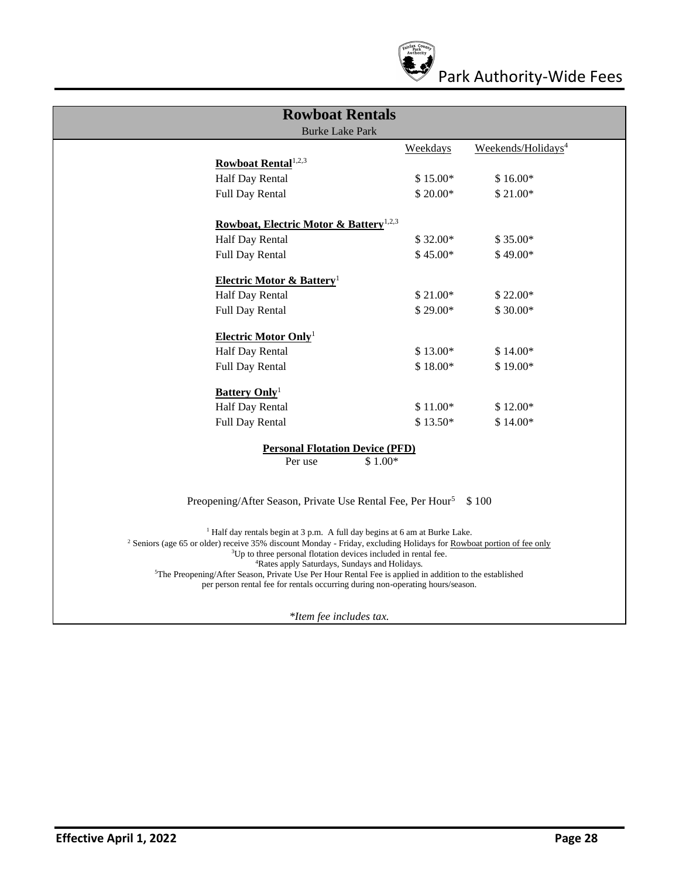## Rowboat Rentals

Burke Lake Park

| | Weekdays | Weekends/Holidays[4] |
|---|---|---|
| **Rowboat Rental[1,2,3]** | | |
| Half Day Rental | $ 15.00* | $ 16.00* |
| Full Day Rental | $ 20.00* | $ 21.00* |
| **Rowboat, Electric Motor & Battery[1,2,3]** | | |
| Half Day Rental | $ 32.00* | $ 35.00* |
| Full Day Rental | $ 45.00* | $ 49.00* |
| **Electric Motor & Battery[1]** | | |
| Half Day Rental | $ 21.00* | $ 22.00* |
| Full Day Rental | $ 29.00* | $ 30.00* |
| **Electric Motor Only[1]** | | |
| Half Day Rental | $ 13.00* | $ 14.00* |
| Full Day Rental | $ 18.00* | $ 19.00* |
| **Battery Only[1]** | | |
| Half Day Rental | $ 11.00* | $ 12.00* |
| Full Day Rental | $ 13.50* | $ 14.00* |

**Personal Flotation Device (PFD)**

Per use $ 1.00*

Preopening/After Season, Private Use Rental Fee, Per Hour[5] $ 100

[1] Half day rentals begin at 3 p.m. A full day begins at 6 am at Burke Lake.
[2] Seniors (age 65 or older) receive 35% discount Monday - Friday, excluding Holidays for Rowboat portion of fee only
[3]Up to three personal flotation devices included in rental fee.
[4]Rates apply Saturdays, Sundays and Holidays.
[5]The Preopening/After Season, Private Use Per Hour Rental Fee is applied in addition to the established per person rental fee for rentals occurring during non-operating hours/season.

*\*Item fee includes tax.*

**Effective April 1, 2022**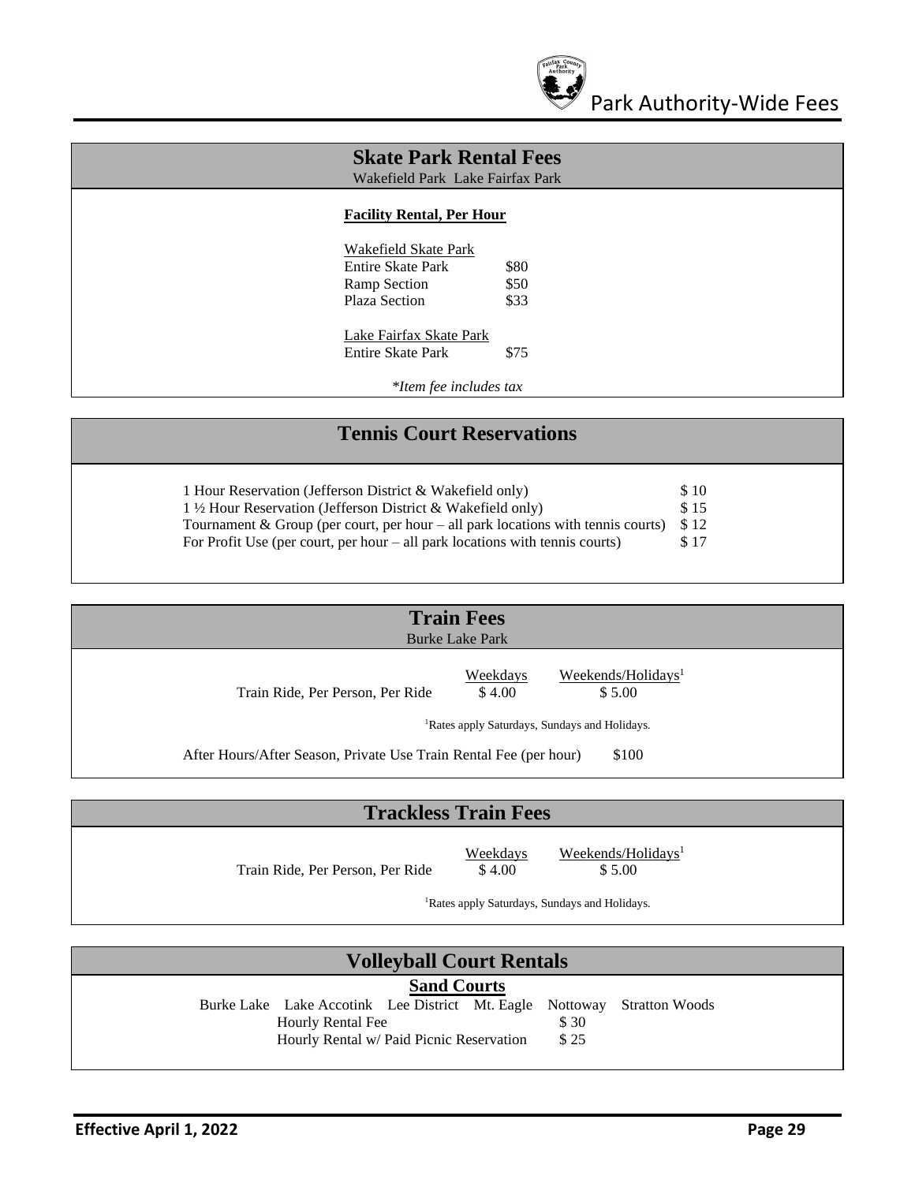## Skate Park Rental Fees

Wakefield Park Lake Fairfax Park

**Facility Rental, Per Hour**

| Wakefield Skate Park | |
|---|---|
| Entire Skate Park | $80 |
| Ramp Section | $50 |
| Plaza Section | $33 |

| Lake Fairfax Skate Park | |
|---|---|
| Entire Skate Park | $75 |

*\*Item fee includes tax*

## Tennis Court Reservations

| | |
|---|---|
| 1 Hour Reservation (Jefferson District & Wakefield only) | $ 10 |
| 1 ½ Hour Reservation (Jefferson District & Wakefield only) | $ 15 |
| Tournament & Group (per court, per hour – all park locations with tennis courts) | $ 12 |
| For Profit Use (per court, per hour – all park locations with tennis courts) | $ 17 |

## Train Fees

Burke Lake Park

| | Weekdays | Weekends/Holidays[1] |
|---|---|---|
| Train Ride, Per Person, Per Ride | $ 4.00 | $ 5.00 |

[1]Rates apply Saturdays, Sundays and Holidays.

After Hours/After Season, Private Use Train Rental Fee (per hour) $100

## Trackless Train Fees

| | Weekdays | Weekends/Holidays[1] |
|---|---|---|
| Train Ride, Per Person, Per Ride | $ 4.00 | $ 5.00 |

[1]Rates apply Saturdays, Sundays and Holidays.

## Volleyball Court Rentals

**Sand Courts**

Burke Lake Lake Accotink Lee District Mt. Eagle Nottoway Stratton Woods

| | |
|---|---|
| Hourly Rental Fee | $ 30 |
| Hourly Rental w/ Paid Picnic Reservation | $ 25 |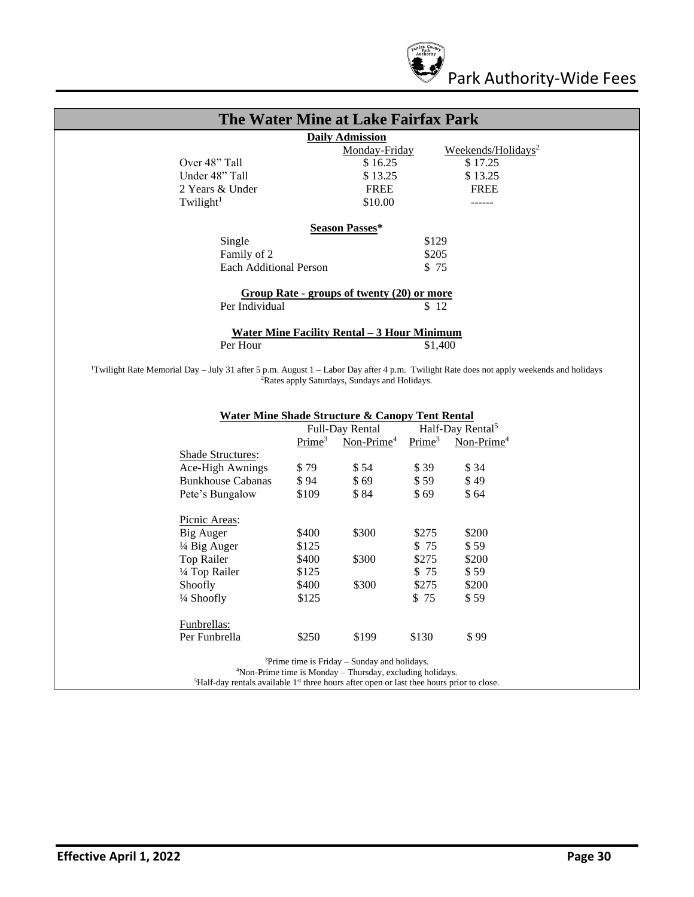## The Water Mine at Lake Fairfax Park

**Daily Admission**

| | Monday-Friday | Weekends/Holidays[2] |
|---|---|---|
| Over 48" Tall | $ 16.25 | $ 17.25 |
| Under 48" Tall | $ 13.25 | $ 13.25 |
| 2 Years & Under | FREE | FREE |
| Twilight[1] | $10.00 | ------ |

**Season Passes***

| | |
|---|---|
| Single | $129 |
| Family of 2 | $205 |
| Each Additional Person | $ 75 |

**Group Rate - groups of twenty (20) or more**

| | |
|---|---|
| Per Individual | $ 12 |

**Water Mine Facility Rental – 3 Hour Minimum**

| | |
|---|---|
| Per Hour | $1,400 |

[1]Twilight Rate Memorial Day – July 31 after 5 p.m. August 1 – Labor Day after 4 p.m. Twilight Rate does not apply weekends and holidays
[2]Rates apply Saturdays, Sundays and Holidays.

**Water Mine Shade Structure & Canopy Tent Rental**

| | Full-Day Rental | | Half-Day Rental[5] | |
|---|---|---|---|---|
| | Prime[3] | Non-Prime[4] | Prime[3] | Non-Prime[4] |
| Shade Structures: | | | | |
| Ace-High Awnings | $ 79 | $ 54 | $ 39 | $ 34 |
| Bunkhouse Cabanas | $ 94 | $ 69 | $ 59 | $ 49 |
| Pete's Bungalow | $109 | $ 84 | $ 69 | $ 64 |
| Picnic Areas: | | | | |
| Big Auger | $400 | $300 | $275 | $200 |
| ¼ Big Auger | $125 | | $ 75 | $ 59 |
| Top Railer | $400 | $300 | $275 | $200 |
| ¼ Top Railer | $125 | | $ 75 | $ 59 |
| Shoofly | $400 | $300 | $275 | $200 |
| ¼ Shoofly | $125 | | $ 75 | $ 59 |
| Funbrellas: | | | | |
| Per Funbrella | $250 | $199 | $130 | $ 99 |

[3]Prime time is Friday – Sunday and holidays.
[4]Non-Prime time is Monday – Thursday, excluding holidays.
[5]Half-day rentals available 1st three hours after open or last thee hours prior to close.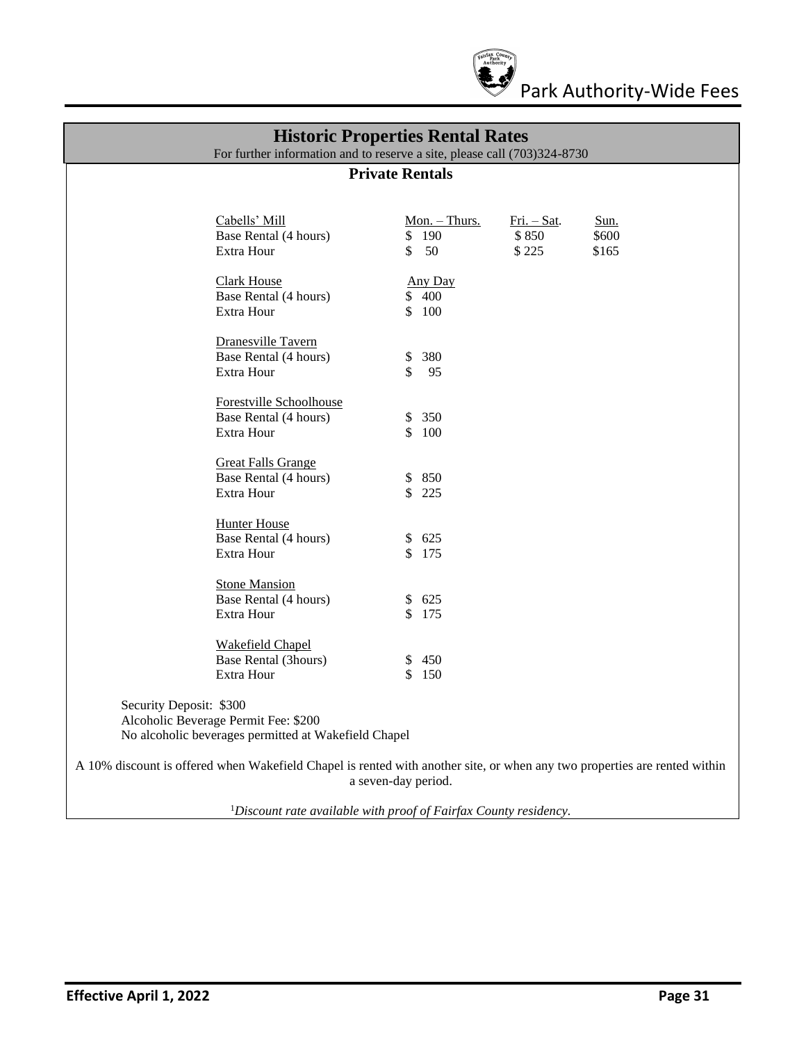## Historic Properties Rental Rates

For further information and to reserve a site, please call (703)324-8730

### Private Rentals

| | Mon. – Thurs. | Fri. – Sat. | Sun. |
|---|---|---|---|
| Cabells' Mill | | | |
| Base Rental (4 hours) | $ 190 | $ 850 | $600 |
| Extra Hour | $ 50 | $ 225 | $165 |

| | Any Day |
|---|---|
| Clark House | |
| Base Rental (4 hours) | $ 400 |
| Extra Hour | $ 100 |
| Dranesville Tavern | |
| Base Rental (4 hours) | $ 380 |
| Extra Hour | $ 95 |
| Forestville Schoolhouse | |
| Base Rental (4 hours) | $ 350 |
| Extra Hour | $ 100 |
| Great Falls Grange | |
| Base Rental (4 hours) | $ 850 |
| Extra Hour | $ 225 |
| Hunter House | |
| Base Rental (4 hours) | $ 625 |
| Extra Hour | $ 175 |
| Stone Mansion | |
| Base Rental (4 hours) | $ 625 |
| Extra Hour | $ 175 |
| Wakefield Chapel | |
| Base Rental (3hours) | $ 450 |
| Extra Hour | $ 150 |

Security Deposit: $300
Alcoholic Beverage Permit Fee: $200
No alcoholic beverages permitted at Wakefield Chapel

A 10% discount is offered when Wakefield Chapel is rented with another site, or when any two properties are rented within a seven-day period.

[1]*Discount rate available with proof of Fairfax County residency.*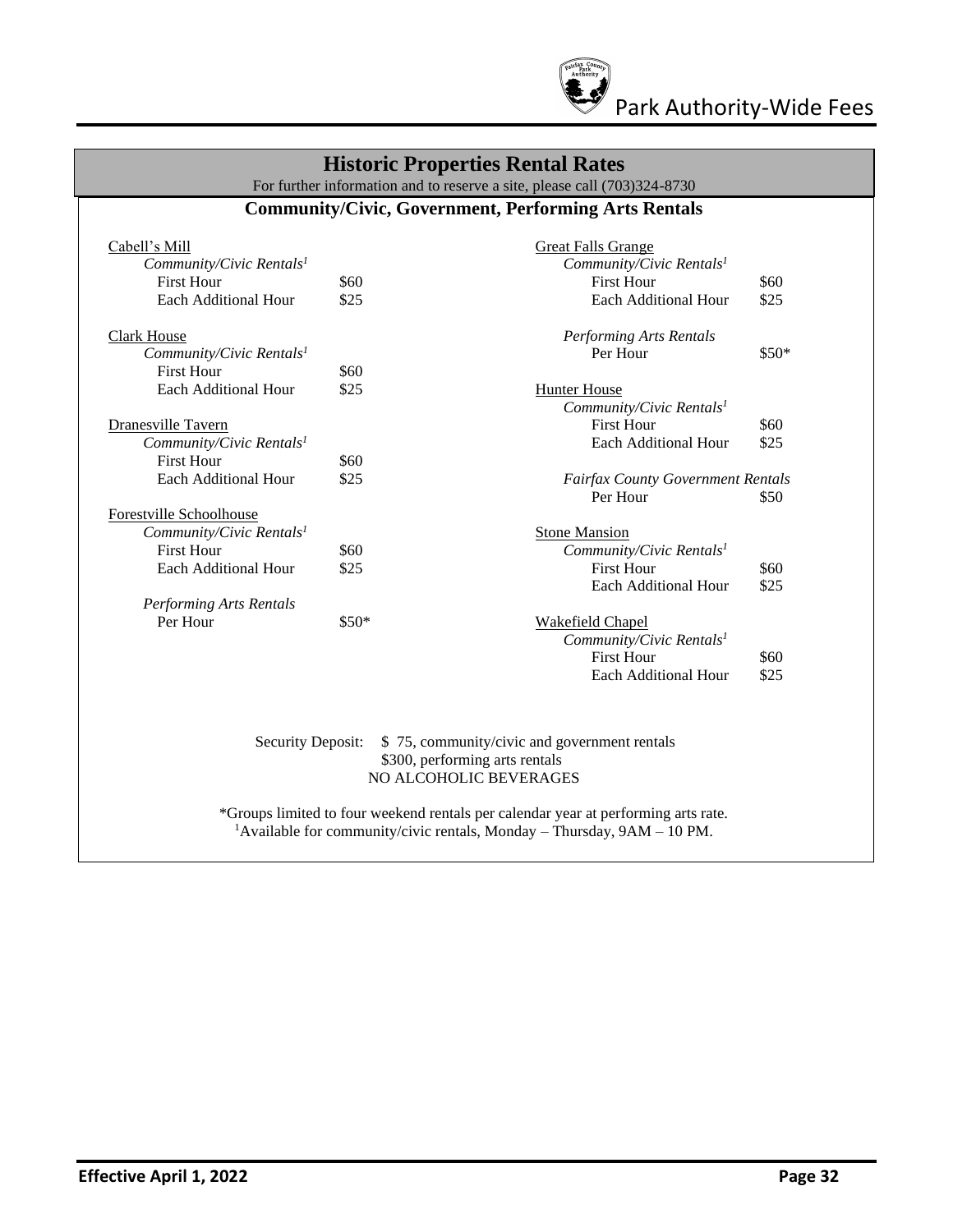## Historic Properties Rental Rates

For further information and to reserve a site, please call (703)324-8730

### Community/Civic, Government, Performing Arts Rentals

Cabell's Mill
*Community/Civic Rentals*[1]

| | |
|---|---|
| First Hour | $60 |
| Each Additional Hour | $25 |

Clark House
*Community/Civic Rentals*[1]

| | |
|---|---|
| First Hour | $60 |
| Each Additional Hour | $25 |

Dranesville Tavern
*Community/Civic Rentals*[1]

| | |
|---|---|
| First Hour | $60 |
| Each Additional Hour | $25 |

Forestville Schoolhouse
*Community/Civic Rentals*[1]

| | |
|---|---|
| First Hour | $60 |
| Each Additional Hour | $25 |

*Performing Arts Rentals*

| | |
|---|---|
| Per Hour | $50* |

Great Falls Grange
*Community/Civic Rentals*[1]

| | |
|---|---|
| First Hour | $60 |
| Each Additional Hour | $25 |

*Performing Arts Rentals*

| | |
|---|---|
| Per Hour | $50* |

Hunter House
*Community/Civic Rentals*[1]

| | |
|---|---|
| First Hour | $60 |
| Each Additional Hour | $25 |

*Fairfax County Government Rentals*

| | |
|---|---|
| Per Hour | $50 |

Stone Mansion
*Community/Civic Rentals*[1]

| | |
|---|---|
| First Hour | $60 |
| Each Additional Hour | $25 |

Wakefield Chapel
*Community/Civic Rentals*[1]

| | |
|---|---|
| First Hour | $60 |
| Each Additional Hour | $25 |

Security Deposit: $ 75, community/civic and government rentals
$300, performing arts rentals
NO ALCOHOLIC BEVERAGES

*Groups limited to four weekend rentals per calendar year at performing arts rate.
[1]Available for community/civic rentals, Monday – Thursday, 9AM – 10 PM.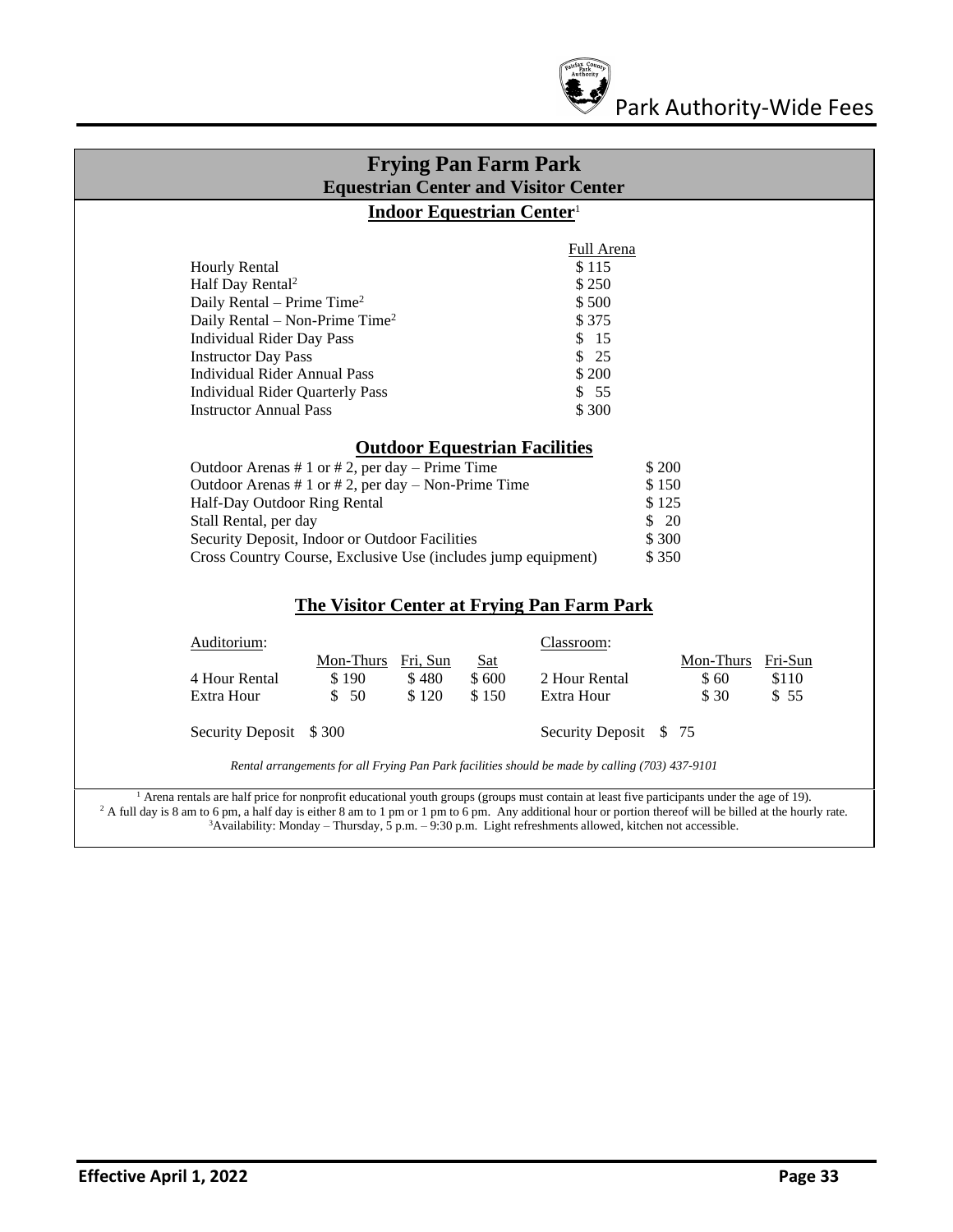# Frying Pan Farm Park

## Equestrian Center and Visitor Center

### Indoor Equestrian Center[1]

| | Full Arena |
|---|---|
| Hourly Rental | $ 115 |
| Half Day Rental[2] | $ 250 |
| Daily Rental – Prime Time[2] | $ 500 |
| Daily Rental – Non-Prime Time[2] | $ 375 |
| Individual Rider Day Pass | $ 15 |
| Instructor Day Pass | $ 25 |
| Individual Rider Annual Pass | $ 200 |
| Individual Rider Quarterly Pass | $ 55 |
| Instructor Annual Pass | $ 300 |

### Outdoor Equestrian Facilities

| | |
|---|---|
| Outdoor Arenas # 1 or # 2, per day – Prime Time | $ 200 |
| Outdoor Arenas # 1 or # 2, per day – Non-Prime Time | $ 150 |
| Half-Day Outdoor Ring Rental | $ 125 |
| Stall Rental, per day | $ 20 |
| Security Deposit, Indoor or Outdoor Facilities | $ 300 |
| Cross Country Course, Exclusive Use (includes jump equipment) | $ 350 |

### The Visitor Center at Frying Pan Farm Park

Auditorium:

| | Mon-Thurs | Fri, Sun | Sat |
|---|---|---|---|
| 4 Hour Rental | $ 190 | $ 480 | $ 600 |
| Extra Hour | $ 50 | $ 120 | $ 150 |

Security Deposit $ 300

Classroom:

| | Mon-Thurs | Fri-Sun |
|---|---|---|
| 2 Hour Rental | $ 60 | $110 |
| Extra Hour | $ 30 | $ 55 |

Security Deposit $ 75

*Rental arrangements for all Frying Pan Park facilities should be made by calling (703) 437-9101*

[1] Arena rentals are half price for nonprofit educational youth groups (groups must contain at least five participants under the age of 19).
[2] A full day is 8 am to 6 pm, a half day is either 8 am to 1 pm or 1 pm to 6 pm. Any additional hour or portion thereof will be billed at the hourly rate.
[3]Availability: Monday – Thursday, 5 p.m. – 9:30 p.m. Light refreshments allowed, kitchen not accessible.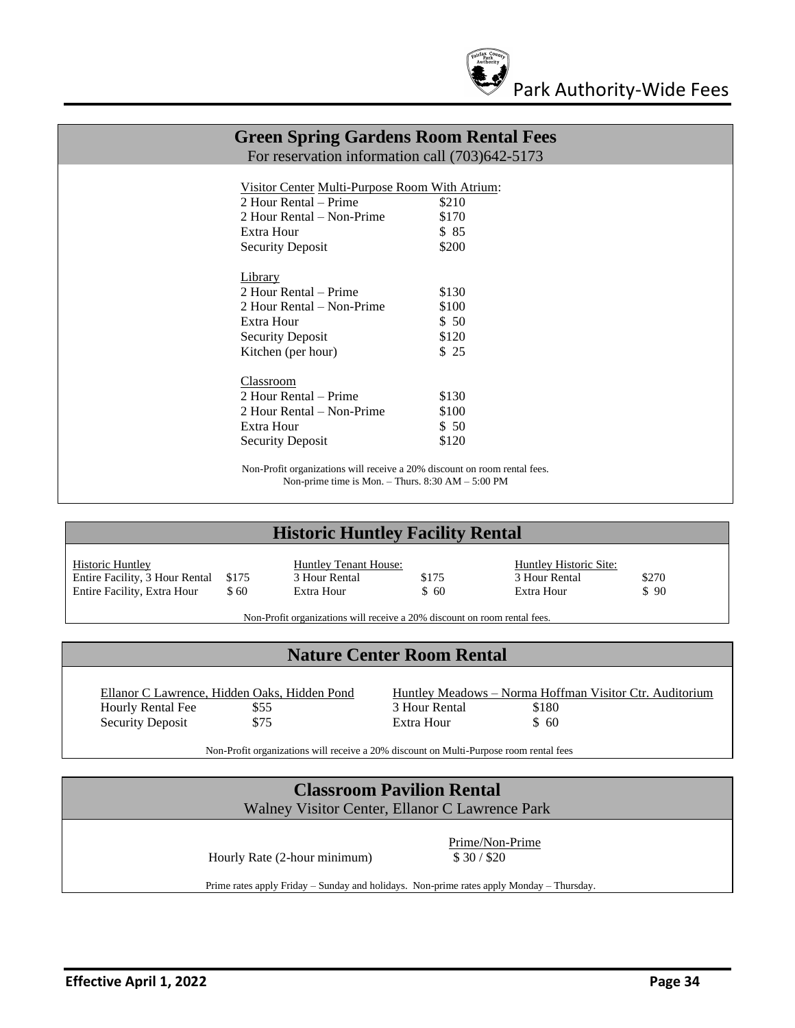## Green Spring Gardens Room Rental Fees

For reservation information call (703)642-5173

**Visitor Center Multi-Purpose Room With Atrium:**

| | |
|---|---|
| 2 Hour Rental – Prime | $210 |
| 2 Hour Rental – Non-Prime | $170 |
| Extra Hour | $ 85 |
| Security Deposit | $200 |

**Library**

| | |
|---|---|
| 2 Hour Rental – Prime | $130 |
| 2 Hour Rental – Non-Prime | $100 |
| Extra Hour | $ 50 |
| Security Deposit | $120 |
| Kitchen (per hour) | $ 25 |

**Classroom**

| | |
|---|---|
| 2 Hour Rental – Prime | $130 |
| 2 Hour Rental – Non-Prime | $100 |
| Extra Hour | $ 50 |
| Security Deposit | $120 |

Non-Profit organizations will receive a 20% discount on room rental fees.
Non-prime time is Mon. – Thurs. 8:30 AM – 5:00 PM

## Historic Huntley Facility Rental

**Historic Huntley**

| | |
|---|---|
| Entire Facility, 3 Hour Rental | $175 |
| Entire Facility, Extra Hour | $ 60 |

**Huntley Tenant House:**

| | |
|---|---|
| 3 Hour Rental | $175 |
| Extra Hour | $ 60 |

**Huntley Historic Site:**

| | |
|---|---|
| 3 Hour Rental | $270 |
| Extra Hour | $ 90 |

Non-Profit organizations will receive a 20% discount on room rental fees.

## Nature Center Room Rental

**Ellanor C Lawrence, Hidden Oaks, Hidden Pond**

| | |
|---|---|
| Hourly Rental Fee | $55 |
| Security Deposit | $75 |

**Huntley Meadows – Norma Hoffman Visitor Ctr. Auditorium**

| | |
|---|---|
| 3 Hour Rental | $180 |
| Extra Hour | $ 60 |

Non-Profit organizations will receive a 20% discount on Multi-Purpose room rental fees

## Classroom Pavilion Rental

Walney Visitor Center, Ellanor C Lawrence Park

| | Prime/Non-Prime |
|---|---|
| Hourly Rate (2-hour minimum) | $ 30 / $20 |

Prime rates apply Friday – Sunday and holidays. Non-prime rates apply Monday – Thursday.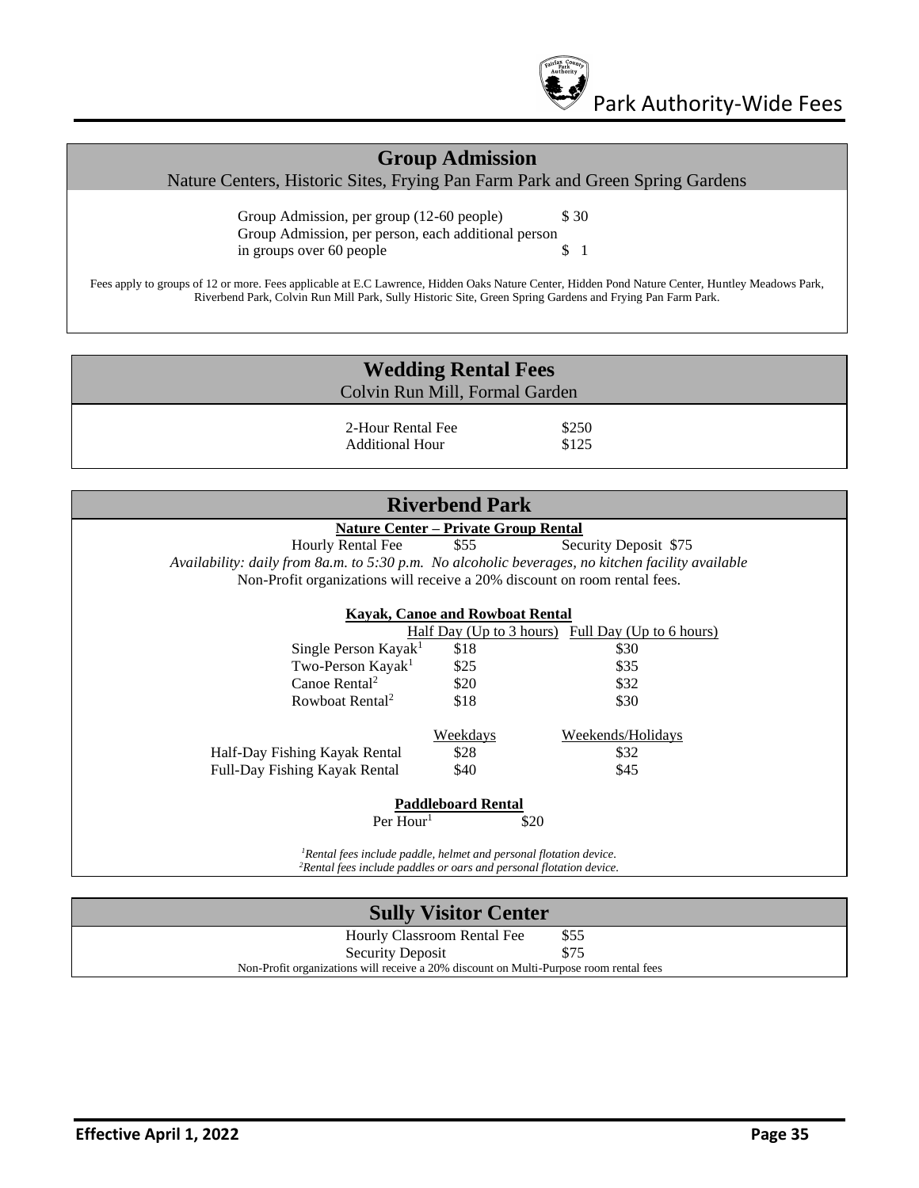## Group Admission

Nature Centers, Historic Sites, Frying Pan Farm Park and Green Spring Gardens

| | |
|---|---|
| Group Admission, per group (12-60 people) | $ 30 |
| Group Admission, per person, each additional person in groups over 60 people | $ 1 |

Fees apply to groups of 12 or more. Fees applicable at E.C Lawrence, Hidden Oaks Nature Center, Hidden Pond Nature Center, Huntley Meadows Park, Riverbend Park, Colvin Run Mill Park, Sully Historic Site, Green Spring Gardens and Frying Pan Farm Park.

## Wedding Rental Fees

Colvin Run Mill, Formal Garden

| | |
|---|---|
| 2-Hour Rental Fee | $250 |
| Additional Hour | $125 |

## Riverbend Park

**Nature Center – Private Group Rental**

Hourly Rental Fee $55 Security Deposit $75

*Availability: daily from 8a.m. to 5:30 p.m. No alcoholic beverages, no kitchen facility available*

Non-Profit organizations will receive a 20% discount on room rental fees.

**Kayak, Canoe and Rowboat Rental**

| | Half Day (Up to 3 hours) | Full Day (Up to 6 hours) |
|---|---|---|
| Single Person Kayak[1] | $18 | $30 |
| Two-Person Kayak[1] | $25 | $35 |
| Canoe Rental[2] | $20 | $32 |
| Rowboat Rental[2] | $18 | $30 |

| | Weekdays | Weekends/Holidays |
|---|---|---|
| Half-Day Fishing Kayak Rental | $28 | $32 |
| Full-Day Fishing Kayak Rental | $40 | $45 |

**Paddleboard Rental**

| | |
|---|---|
| Per Hour[1] | $20 |

*[1]Rental fees include paddle, helmet and personal flotation device.*
*[2]Rental fees include paddles or oars and personal flotation device.*

## Sully Visitor Center

| | |
|---|---|
| Hourly Classroom Rental Fee | $55 |
| Security Deposit | $75 |

Non-Profit organizations will receive a 20% discount on Multi-Purpose room rental fees

Effective April 1, 2022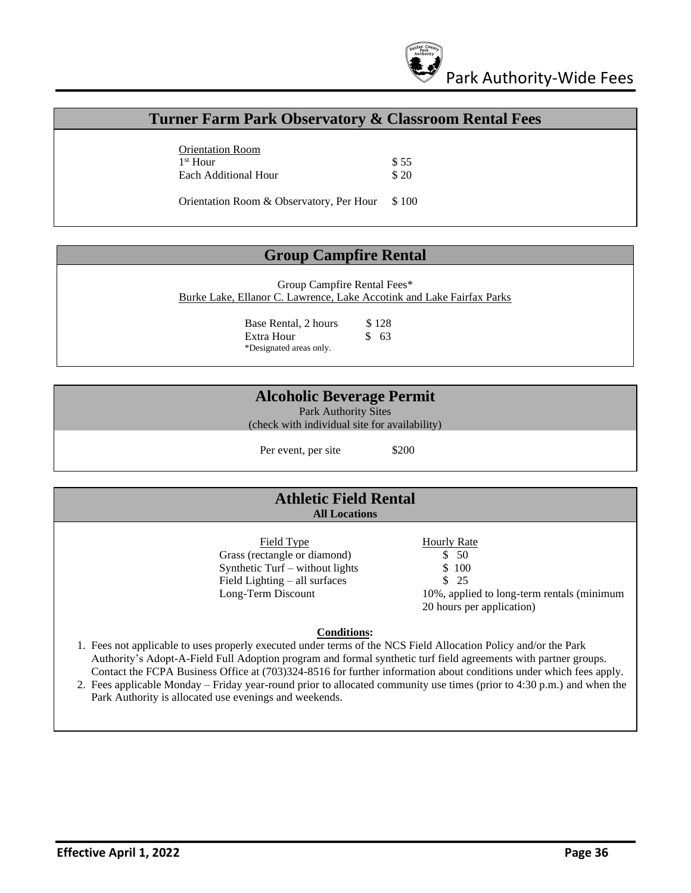## Turner Farm Park Observatory & Classroom Rental Fees

| Orientation Room | |
|---|---|
| 1st Hour | $ 55 |
| Each Additional Hour | $ 20 |
| Orientation Room & Observatory, Per Hour | $ 100 |

## Group Campfire Rental

Group Campfire Rental Fees*
Burke Lake, Ellanor C. Lawrence, Lake Accotink and Lake Fairfax Parks

| | |
|---|---|
| Base Rental, 2 hours | $ 128 |
| Extra Hour | $ 63 |

*Designated areas only.

## Alcoholic Beverage Permit

Park Authority Sites
(check with individual site for availability)

| | |
|---|---|
| Per event, per site | $200 |

## Athletic Field Rental

**All Locations**

| Field Type | Hourly Rate |
|---|---|
| Grass (rectangle or diamond) | $ 50 |
| Synthetic Turf – without lights | $ 100 |
| Field Lighting – all surfaces | $ 25 |
| Long-Term Discount | 10%, applied to long-term rentals (minimum 20 hours per application) |

**Conditions:**

1. Fees not applicable to uses properly executed under terms of the NCS Field Allocation Policy and/or the Park Authority's Adopt-A-Field Full Adoption program and formal synthetic turf field agreements with partner groups. Contact the FCPA Business Office at (703)324-8516 for further information about conditions under which fees apply.
2. Fees applicable Monday – Friday year-round prior to allocated community use times (prior to 4:30 p.m.) and when the Park Authority is allocated use evenings and weekends.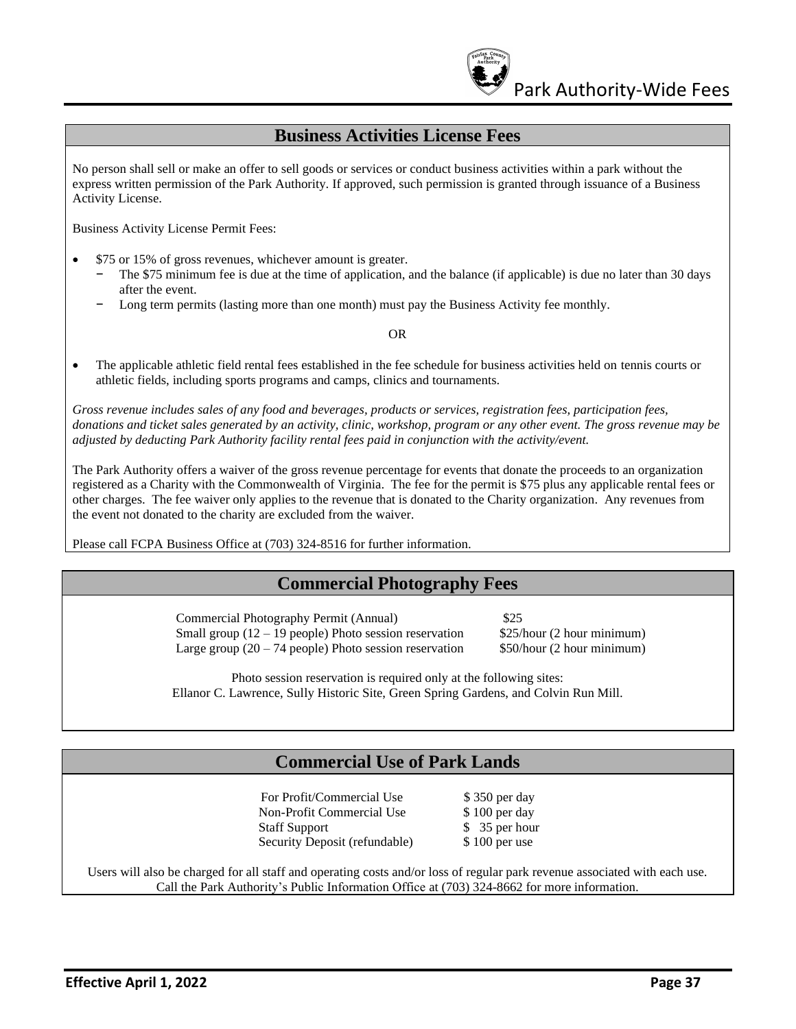## Business Activities License Fees

No person shall sell or make an offer to sell goods or services or conduct business activities within a park without the express written permission of the Park Authority. If approved, such permission is granted through issuance of a Business Activity License.

Business Activity License Permit Fees:

- $75 or 15% of gross revenues, whichever amount is greater.
  - The $75 minimum fee is due at the time of application, and the balance (if applicable) is due no later than 30 days after the event.
  - Long term permits (lasting more than one month) must pay the Business Activity fee monthly.

OR

- The applicable athletic field rental fees established in the fee schedule for business activities held on tennis courts or athletic fields, including sports programs and camps, clinics and tournaments.

*Gross revenue includes sales of any food and beverages, products or services, registration fees, participation fees, donations and ticket sales generated by an activity, clinic, workshop, program or any other event. The gross revenue may be adjusted by deducting Park Authority facility rental fees paid in conjunction with the activity/event.*

The Park Authority offers a waiver of the gross revenue percentage for events that donate the proceeds to an organization registered as a Charity with the Commonwealth of Virginia. The fee for the permit is $75 plus any applicable rental fees or other charges. The fee waiver only applies to the revenue that is donated to the Charity organization. Any revenues from the event not donated to the charity are excluded from the waiver.

Please call FCPA Business Office at (703) 324-8516 for further information.

## Commercial Photography Fees

| | |
|---|---|
| Commercial Photography Permit (Annual) | $25 |
| Small group (12 – 19 people) Photo session reservation | $25/hour (2 hour minimum) |
| Large group (20 – 74 people) Photo session reservation | $50/hour (2 hour minimum) |

Photo session reservation is required only at the following sites:
Ellanor C. Lawrence, Sully Historic Site, Green Spring Gardens, and Colvin Run Mill.

## Commercial Use of Park Lands

| | |
|---|---|
| For Profit/Commercial Use | $ 350 per day |
| Non-Profit Commercial Use | $ 100 per day |
| Staff Support | $ 35 per hour |
| Security Deposit (refundable) | $ 100 per use |

Users will also be charged for all staff and operating costs and/or loss of regular park revenue associated with each use.
Call the Park Authority's Public Information Office at (703) 324-8662 for more information.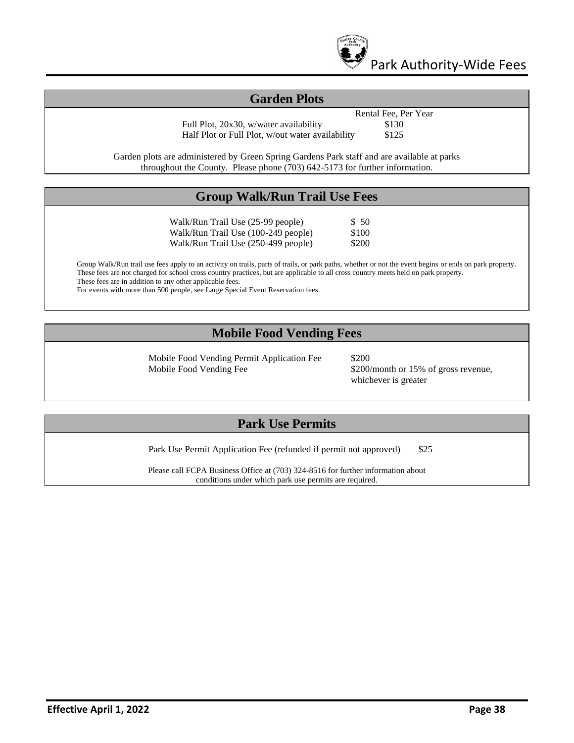## Garden Plots

| | Rental Fee, Per Year |
|---|---|
| Full Plot, 20x30, w/water availability | $130 |
| Half Plot or Full Plot, w/out water availability | $125 |

Garden plots are administered by Green Spring Gardens Park staff and are available at parks throughout the County. Please phone (703) 642-5173 for further information.

## Group Walk/Run Trail Use Fees

| | |
|---|---|
| Walk/Run Trail Use (25-99 people) | $ 50 |
| Walk/Run Trail Use (100-249 people) | $100 |
| Walk/Run Trail Use (250-499 people) | $200 |

Group Walk/Run trail use fees apply to an activity on trails, parts of trails, or park paths, whether or not the event begins or ends on park property. These fees are not charged for school cross country practices, but are applicable to all cross country meets held on park property.
These fees are in addition to any other applicable fees.
For events with more than 500 people, see Large Special Event Reservation fees.

## Mobile Food Vending Fees

| | |
|---|---|
| Mobile Food Vending Permit Application Fee | $200 |
| Mobile Food Vending Fee | $200/month or 15% of gross revenue, whichever is greater |

## Park Use Permits

| | |
|---|---|
| Park Use Permit Application Fee (refunded if permit not approved) | $25 |

Please call FCPA Business Office at (703) 324-8516 for further information about conditions under which park use permits are required.

**Effective April 1, 2022**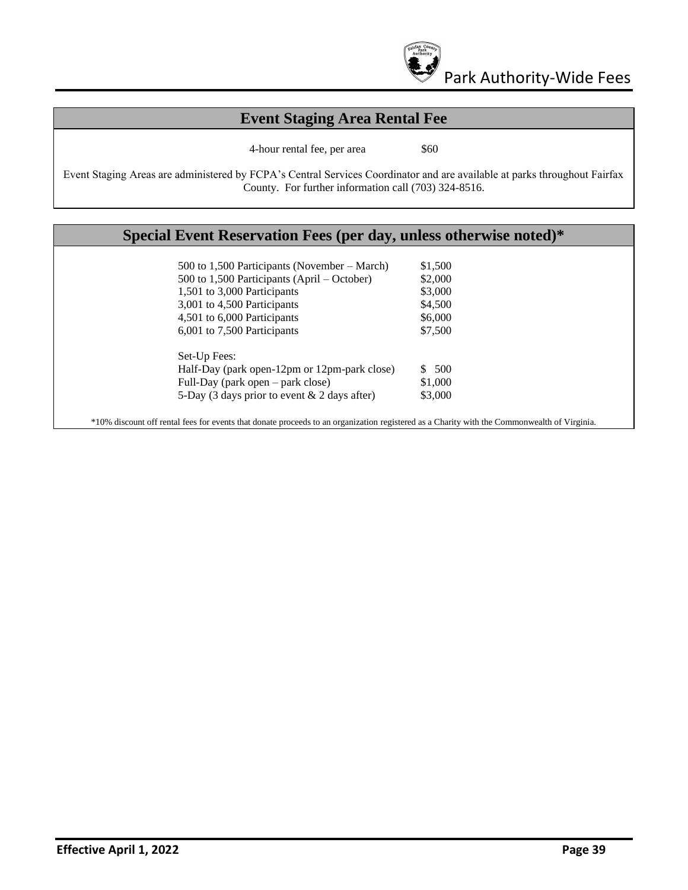## Event Staging Area Rental Fee

| | |
|---|---|
| 4-hour rental fee, per area | $60 |

Event Staging Areas are administered by FCPA's Central Services Coordinator and are available at parks throughout Fairfax County. For further information call (703) 324-8516.

## Special Event Reservation Fees (per day, unless otherwise noted)*

| | |
|---|---|
| 500 to 1,500 Participants (November – March) | $1,500 |
| 500 to 1,500 Participants (April – October) | $2,000 |
| 1,501 to 3,000 Participants | $3,000 |
| 3,001 to 4,500 Participants | $4,500 |
| 4,501 to 6,000 Participants | $6,000 |
| 6,001 to 7,500 Participants | $7,500 |
| Set-Up Fees: | |
| Half-Day (park open-12pm or 12pm-park close) | $ 500 |
| Full-Day (park open – park close) | $1,000 |
| 5-Day (3 days prior to event & 2 days after) | $3,000 |

*10% discount off rental fees for events that donate proceeds to an organization registered as a Charity with the Commonwealth of Virginia.